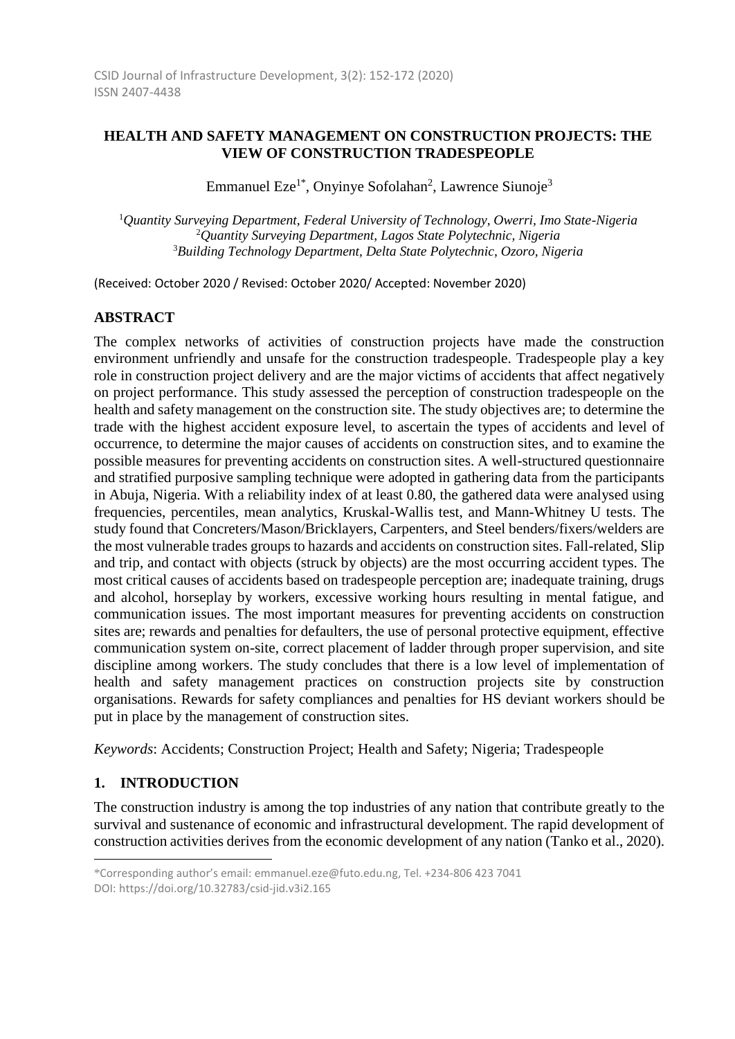# HEALTH AND SAFETY MANAGEMENT ON CONSTRUCTION PROJECTS: THE VIEW OF CONSTRUCTION TRADESPEOPLE

Emmanuel Eze[1*], Onyinye Sofolahan[2], Lawrence Siunoje[3]

[1]*Quantity Surveying Department, Federal University of Technology, Owerri, Imo State-Nigeria*
[2]*Quantity Surveying Department, Lagos State Polytechnic, Nigeria*
[3]*Building Technology Department, Delta State Polytechnic, Ozoro, Nigeria*

(Received: October 2020 / Revised: October 2020/ Accepted: November 2020)

## ABSTRACT

The complex networks of activities of construction projects have made the construction environment unfriendly and unsafe for the construction tradespeople. Tradespeople play a key role in construction project delivery and are the major victims of accidents that affect negatively on project performance. This study assessed the perception of construction tradespeople on the health and safety management on the construction site. The study objectives are; to determine the trade with the highest accident exposure level, to ascertain the types of accidents and level of occurrence, to determine the major causes of accidents on construction sites, and to examine the possible measures for preventing accidents on construction sites. A well-structured questionnaire and stratified purposive sampling technique were adopted in gathering data from the participants in Abuja, Nigeria. With a reliability index of at least 0.80, the gathered data were analysed using frequencies, percentiles, mean analytics, Kruskal-Wallis test, and Mann-Whitney U tests. The study found that Concreters/Mason/Bricklayers, Carpenters, and Steel benders/fixers/welders are the most vulnerable trades groups to hazards and accidents on construction sites. Fall-related, Slip and trip, and contact with objects (struck by objects) are the most occurring accident types. The most critical causes of accidents based on tradespeople perception are; inadequate training, drugs and alcohol, horseplay by workers, excessive working hours resulting in mental fatigue, and communication issues. The most important measures for preventing accidents on construction sites are; rewards and penalties for defaulters, the use of personal protective equipment, effective communication system on-site, correct placement of ladder through proper supervision, and site discipline among workers. The study concludes that there is a low level of implementation of health and safety management practices on construction projects site by construction organisations. Rewards for safety compliances and penalties for HS deviant workers should be put in place by the management of construction sites.

*Keywords*: Accidents; Construction Project; Health and Safety; Nigeria; Tradespeople

## 1. INTRODUCTION

The construction industry is among the top industries of any nation that contribute greatly to the survival and sustenance of economic and infrastructural development. The rapid development of construction activities derives from the economic development of any nation (Tanko et al., 2020).

---

*Corresponding author's email: emmanuel.eze@futo.edu.ng, Tel. +234-806 423 7041
DOI: https://doi.org/10.32783/csid-jid.v3i2.165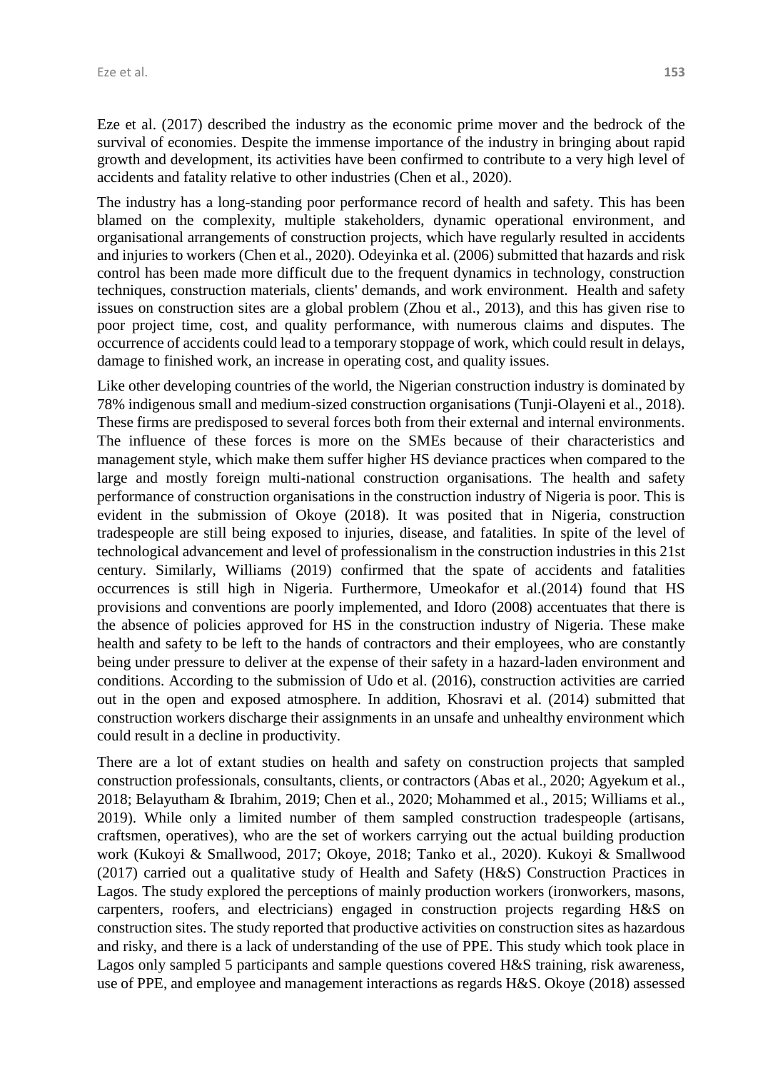Eze et al. (2017) described the industry as the economic prime mover and the bedrock of the survival of economies. Despite the immense importance of the industry in bringing about rapid growth and development, its activities have been confirmed to contribute to a very high level of accidents and fatality relative to other industries (Chen et al., 2020).

The industry has a long-standing poor performance record of health and safety. This has been blamed on the complexity, multiple stakeholders, dynamic operational environment, and organisational arrangements of construction projects, which have regularly resulted in accidents and injuries to workers (Chen et al., 2020). Odeyinka et al. (2006) submitted that hazards and risk control has been made more difficult due to the frequent dynamics in technology, construction techniques, construction materials, clients' demands, and work environment. Health and safety issues on construction sites are a global problem (Zhou et al., 2013), and this has given rise to poor project time, cost, and quality performance, with numerous claims and disputes. The occurrence of accidents could lead to a temporary stoppage of work, which could result in delays, damage to finished work, an increase in operating cost, and quality issues.

Like other developing countries of the world, the Nigerian construction industry is dominated by 78% indigenous small and medium-sized construction organisations (Tunji-Olayeni et al., 2018). These firms are predisposed to several forces both from their external and internal environments. The influence of these forces is more on the SMEs because of their characteristics and management style, which make them suffer higher HS deviance practices when compared to the large and mostly foreign multi-national construction organisations. The health and safety performance of construction organisations in the construction industry of Nigeria is poor. This is evident in the submission of Okoye (2018). It was posited that in Nigeria, construction tradespeople are still being exposed to injuries, disease, and fatalities. In spite of the level of technological advancement and level of professionalism in the construction industries in this 21st century. Similarly, Williams (2019) confirmed that the spate of accidents and fatalities occurrences is still high in Nigeria. Furthermore, Umeokafor et al.(2014) found that HS provisions and conventions are poorly implemented, and Idoro (2008) accentuates that there is the absence of policies approved for HS in the construction industry of Nigeria. These make health and safety to be left to the hands of contractors and their employees, who are constantly being under pressure to deliver at the expense of their safety in a hazard-laden environment and conditions. According to the submission of Udo et al. (2016), construction activities are carried out in the open and exposed atmosphere. In addition, Khosravi et al. (2014) submitted that construction workers discharge their assignments in an unsafe and unhealthy environment which could result in a decline in productivity.

There are a lot of extant studies on health and safety on construction projects that sampled construction professionals, consultants, clients, or contractors (Abas et al., 2020; Agyekum et al., 2018; Belayutham & Ibrahim, 2019; Chen et al., 2020; Mohammed et al., 2015; Williams et al., 2019). While only a limited number of them sampled construction tradespeople (artisans, craftsmen, operatives), who are the set of workers carrying out the actual building production work (Kukoyi & Smallwood, 2017; Okoye, 2018; Tanko et al., 2020). Kukoyi & Smallwood (2017) carried out a qualitative study of Health and Safety (H&S) Construction Practices in Lagos. The study explored the perceptions of mainly production workers (ironworkers, masons, carpenters, roofers, and electricians) engaged in construction projects regarding H&S on construction sites. The study reported that productive activities on construction sites as hazardous and risky, and there is a lack of understanding of the use of PPE. This study which took place in Lagos only sampled 5 participants and sample questions covered H&S training, risk awareness, use of PPE, and employee and management interactions as regards H&S. Okoye (2018) assessed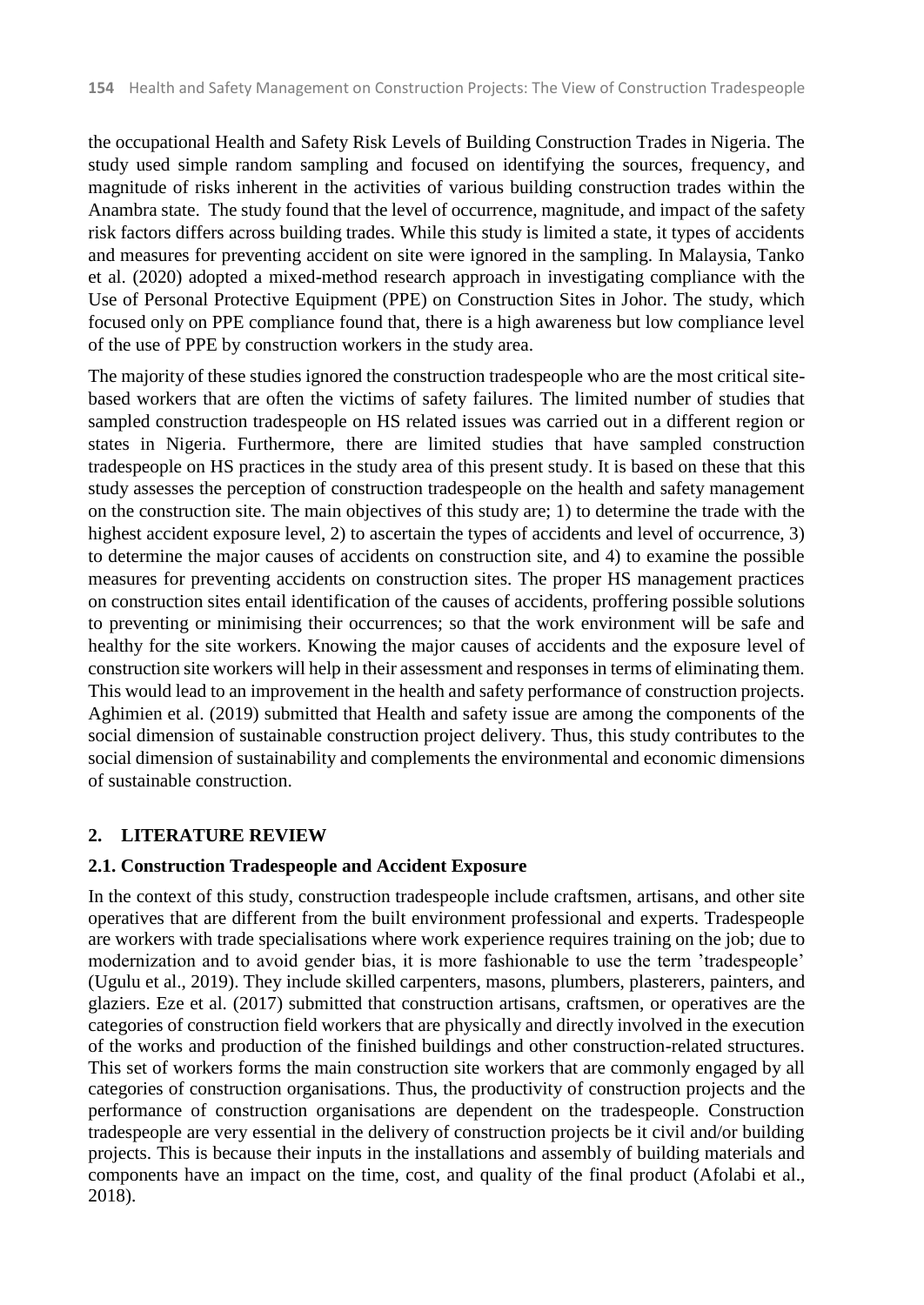the occupational Health and Safety Risk Levels of Building Construction Trades in Nigeria. The study used simple random sampling and focused on identifying the sources, frequency, and magnitude of risks inherent in the activities of various building construction trades within the Anambra state. The study found that the level of occurrence, magnitude, and impact of the safety risk factors differs across building trades. While this study is limited a state, it types of accidents and measures for preventing accident on site were ignored in the sampling. In Malaysia, Tanko et al. (2020) adopted a mixed-method research approach in investigating compliance with the Use of Personal Protective Equipment (PPE) on Construction Sites in Johor. The study, which focused only on PPE compliance found that, there is a high awareness but low compliance level of the use of PPE by construction workers in the study area.

The majority of these studies ignored the construction tradespeople who are the most critical site-based workers that are often the victims of safety failures. The limited number of studies that sampled construction tradespeople on HS related issues was carried out in a different region or states in Nigeria. Furthermore, there are limited studies that have sampled construction tradespeople on HS practices in the study area of this present study. It is based on these that this study assesses the perception of construction tradespeople on the health and safety management on the construction site. The main objectives of this study are; 1) to determine the trade with the highest accident exposure level, 2) to ascertain the types of accidents and level of occurrence, 3) to determine the major causes of accidents on construction site, and 4) to examine the possible measures for preventing accidents on construction sites. The proper HS management practices on construction sites entail identification of the causes of accidents, proffering possible solutions to preventing or minimising their occurrences; so that the work environment will be safe and healthy for the site workers. Knowing the major causes of accidents and the exposure level of construction site workers will help in their assessment and responses in terms of eliminating them. This would lead to an improvement in the health and safety performance of construction projects. Aghimien et al. (2019) submitted that Health and safety issue are among the components of the social dimension of sustainable construction project delivery. Thus, this study contributes to the social dimension of sustainability and complements the environmental and economic dimensions of sustainable construction.

## 2. LITERATURE REVIEW

### 2.1. Construction Tradespeople and Accident Exposure

In the context of this study, construction tradespeople include craftsmen, artisans, and other site operatives that are different from the built environment professional and experts. Tradespeople are workers with trade specialisations where work experience requires training on the job; due to modernization and to avoid gender bias, it is more fashionable to use the term 'tradespeople' (Ugulu et al., 2019). They include skilled carpenters, masons, plumbers, plasterers, painters, and glaziers. Eze et al. (2017) submitted that construction artisans, craftsmen, or operatives are the categories of construction field workers that are physically and directly involved in the execution of the works and production of the finished buildings and other construction-related structures. This set of workers forms the main construction site workers that are commonly engaged by all categories of construction organisations. Thus, the productivity of construction projects and the performance of construction organisations are dependent on the tradespeople. Construction tradespeople are very essential in the delivery of construction projects be it civil and/or building projects. This is because their inputs in the installations and assembly of building materials and components have an impact on the time, cost, and quality of the final product (Afolabi et al., 2018).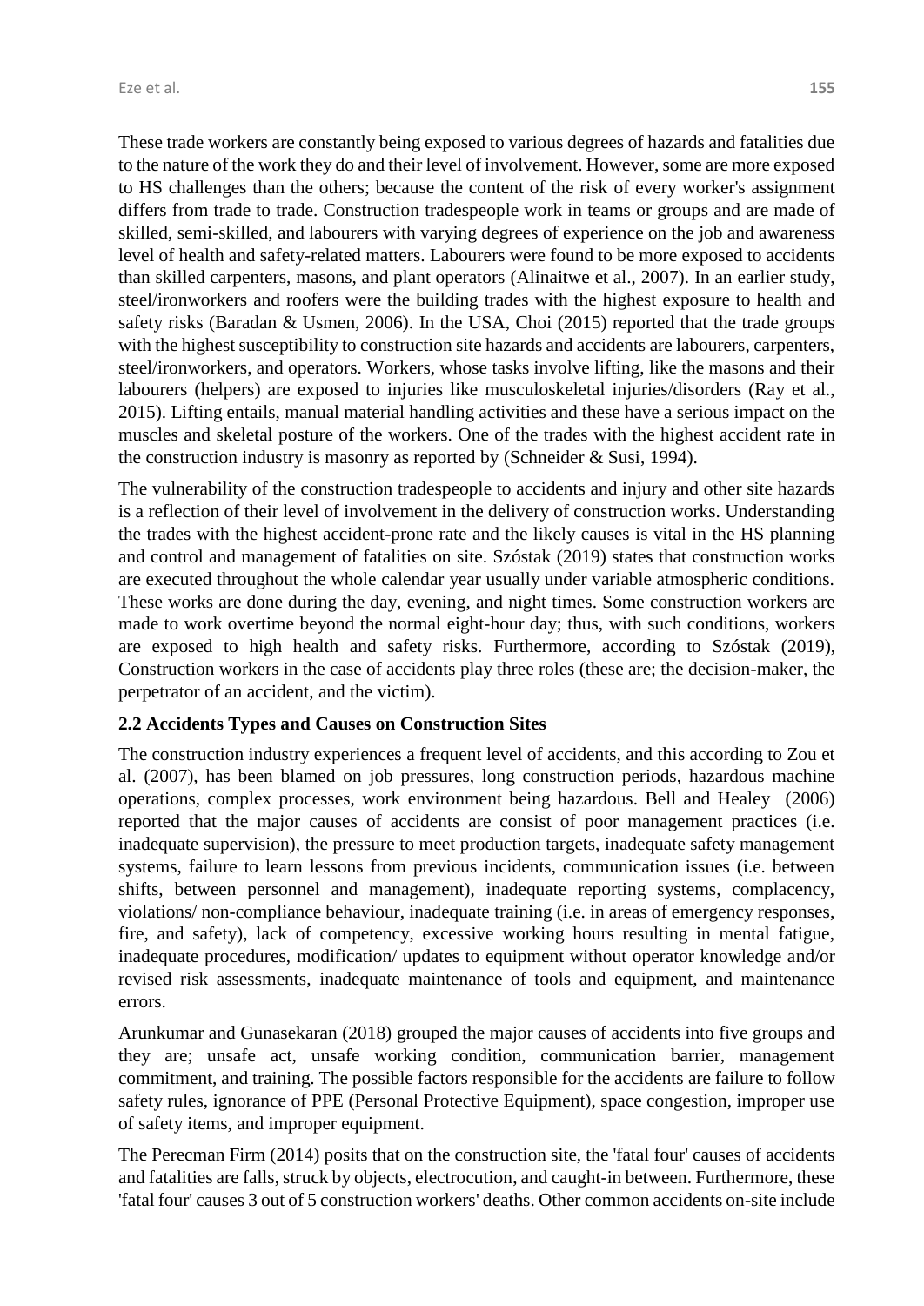These trade workers are constantly being exposed to various degrees of hazards and fatalities due to the nature of the work they do and their level of involvement. However, some are more exposed to HS challenges than the others; because the content of the risk of every worker's assignment differs from trade to trade. Construction tradespeople work in teams or groups and are made of skilled, semi-skilled, and labourers with varying degrees of experience on the job and awareness level of health and safety-related matters. Labourers were found to be more exposed to accidents than skilled carpenters, masons, and plant operators (Alinaitwe et al., 2007). In an earlier study, steel/ironworkers and roofers were the building trades with the highest exposure to health and safety risks (Baradan & Usmen, 2006). In the USA, Choi (2015) reported that the trade groups with the highest susceptibility to construction site hazards and accidents are labourers, carpenters, steel/ironworkers, and operators. Workers, whose tasks involve lifting, like the masons and their labourers (helpers) are exposed to injuries like musculoskeletal injuries/disorders (Ray et al., 2015). Lifting entails, manual material handling activities and these have a serious impact on the muscles and skeletal posture of the workers. One of the trades with the highest accident rate in the construction industry is masonry as reported by (Schneider & Susi, 1994).

The vulnerability of the construction tradespeople to accidents and injury and other site hazards is a reflection of their level of involvement in the delivery of construction works. Understanding the trades with the highest accident-prone rate and the likely causes is vital in the HS planning and control and management of fatalities on site. Szóstak (2019) states that construction works are executed throughout the whole calendar year usually under variable atmospheric conditions. These works are done during the day, evening, and night times. Some construction workers are made to work overtime beyond the normal eight-hour day; thus, with such conditions, workers are exposed to high health and safety risks. Furthermore, according to Szóstak (2019), Construction workers in the case of accidents play three roles (these are; the decision-maker, the perpetrator of an accident, and the victim).

### 2.2 Accidents Types and Causes on Construction Sites

The construction industry experiences a frequent level of accidents, and this according to Zou et al. (2007), has been blamed on job pressures, long construction periods, hazardous machine operations, complex processes, work environment being hazardous. Bell and Healey (2006) reported that the major causes of accidents are consist of poor management practices (i.e. inadequate supervision), the pressure to meet production targets, inadequate safety management systems, failure to learn lessons from previous incidents, communication issues (i.e. between shifts, between personnel and management), inadequate reporting systems, complacency, violations/ non-compliance behaviour, inadequate training (i.e. in areas of emergency responses, fire, and safety), lack of competency, excessive working hours resulting in mental fatigue, inadequate procedures, modification/ updates to equipment without operator knowledge and/or revised risk assessments, inadequate maintenance of tools and equipment, and maintenance errors.

Arunkumar and Gunasekaran (2018) grouped the major causes of accidents into five groups and they are; unsafe act, unsafe working condition, communication barrier, management commitment, and training. The possible factors responsible for the accidents are failure to follow safety rules, ignorance of PPE (Personal Protective Equipment), space congestion, improper use of safety items, and improper equipment.

The Perecman Firm (2014) posits that on the construction site, the 'fatal four' causes of accidents and fatalities are falls, struck by objects, electrocution, and caught-in between. Furthermore, these 'fatal four' causes 3 out of 5 construction workers' deaths. Other common accidents on-site include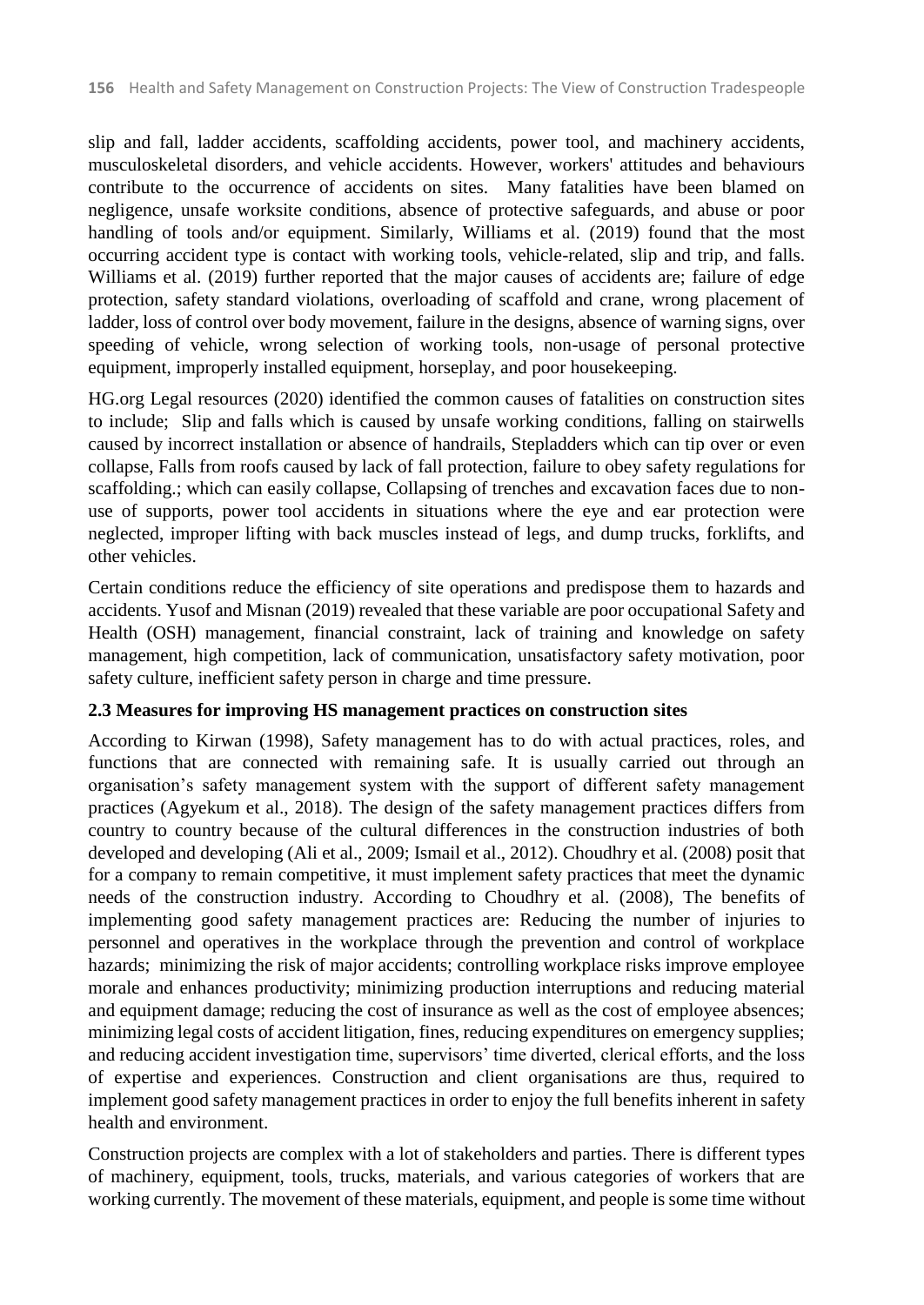slip and fall, ladder accidents, scaffolding accidents, power tool, and machinery accidents, musculoskeletal disorders, and vehicle accidents. However, workers' attitudes and behaviours contribute to the occurrence of accidents on sites. Many fatalities have been blamed on negligence, unsafe worksite conditions, absence of protective safeguards, and abuse or poor handling of tools and/or equipment. Similarly, Williams et al. (2019) found that the most occurring accident type is contact with working tools, vehicle-related, slip and trip, and falls. Williams et al. (2019) further reported that the major causes of accidents are; failure of edge protection, safety standard violations, overloading of scaffold and crane, wrong placement of ladder, loss of control over body movement, failure in the designs, absence of warning signs, over speeding of vehicle, wrong selection of working tools, non-usage of personal protective equipment, improperly installed equipment, horseplay, and poor housekeeping.

HG.org Legal resources (2020) identified the common causes of fatalities on construction sites to include; Slip and falls which is caused by unsafe working conditions, falling on stairwells caused by incorrect installation or absence of handrails, Stepladders which can tip over or even collapse, Falls from roofs caused by lack of fall protection, failure to obey safety regulations for scaffolding.; which can easily collapse, Collapsing of trenches and excavation faces due to non-use of supports, power tool accidents in situations where the eye and ear protection were neglected, improper lifting with back muscles instead of legs, and dump trucks, forklifts, and other vehicles.

Certain conditions reduce the efficiency of site operations and predispose them to hazards and accidents. Yusof and Misnan (2019) revealed that these variable are poor occupational Safety and Health (OSH) management, financial constraint, lack of training and knowledge on safety management, high competition, lack of communication, unsatisfactory safety motivation, poor safety culture, inefficient safety person in charge and time pressure.

### 2.3 Measures for improving HS management practices on construction sites

According to Kirwan (1998), Safety management has to do with actual practices, roles, and functions that are connected with remaining safe. It is usually carried out through an organisation's safety management system with the support of different safety management practices (Agyekum et al., 2018). The design of the safety management practices differs from country to country because of the cultural differences in the construction industries of both developed and developing (Ali et al., 2009; Ismail et al., 2012). Choudhry et al. (2008) posit that for a company to remain competitive, it must implement safety practices that meet the dynamic needs of the construction industry. According to Choudhry et al. (2008), The benefits of implementing good safety management practices are: Reducing the number of injuries to personnel and operatives in the workplace through the prevention and control of workplace hazards; minimizing the risk of major accidents; controlling workplace risks improve employee morale and enhances productivity; minimizing production interruptions and reducing material and equipment damage; reducing the cost of insurance as well as the cost of employee absences; minimizing legal costs of accident litigation, fines, reducing expenditures on emergency supplies; and reducing accident investigation time, supervisors' time diverted, clerical efforts, and the loss of expertise and experiences. Construction and client organisations are thus, required to implement good safety management practices in order to enjoy the full benefits inherent in safety health and environment.

Construction projects are complex with a lot of stakeholders and parties. There is different types of machinery, equipment, tools, trucks, materials, and various categories of workers that are working currently. The movement of these materials, equipment, and people is some time without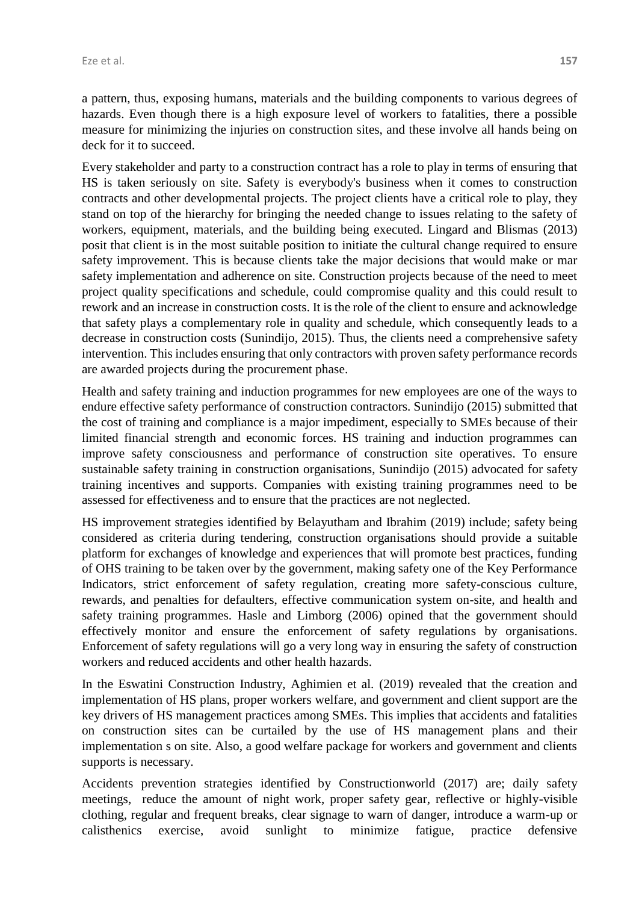a pattern, thus, exposing humans, materials and the building components to various degrees of hazards. Even though there is a high exposure level of workers to fatalities, there a possible measure for minimizing the injuries on construction sites, and these involve all hands being on deck for it to succeed.

Every stakeholder and party to a construction contract has a role to play in terms of ensuring that HS is taken seriously on site. Safety is everybody's business when it comes to construction contracts and other developmental projects. The project clients have a critical role to play, they stand on top of the hierarchy for bringing the needed change to issues relating to the safety of workers, equipment, materials, and the building being executed. Lingard and Blismas (2013) posit that client is in the most suitable position to initiate the cultural change required to ensure safety improvement. This is because clients take the major decisions that would make or mar safety implementation and adherence on site. Construction projects because of the need to meet project quality specifications and schedule, could compromise quality and this could result to rework and an increase in construction costs. It is the role of the client to ensure and acknowledge that safety plays a complementary role in quality and schedule, which consequently leads to a decrease in construction costs (Sunindijo, 2015). Thus, the clients need a comprehensive safety intervention. This includes ensuring that only contractors with proven safety performance records are awarded projects during the procurement phase.

Health and safety training and induction programmes for new employees are one of the ways to endure effective safety performance of construction contractors. Sunindijo (2015) submitted that the cost of training and compliance is a major impediment, especially to SMEs because of their limited financial strength and economic forces. HS training and induction programmes can improve safety consciousness and performance of construction site operatives. To ensure sustainable safety training in construction organisations, Sunindijo (2015) advocated for safety training incentives and supports. Companies with existing training programmes need to be assessed for effectiveness and to ensure that the practices are not neglected.

HS improvement strategies identified by Belayutham and Ibrahim (2019) include; safety being considered as criteria during tendering, construction organisations should provide a suitable platform for exchanges of knowledge and experiences that will promote best practices, funding of OHS training to be taken over by the government, making safety one of the Key Performance Indicators, strict enforcement of safety regulation, creating more safety-conscious culture, rewards, and penalties for defaulters, effective communication system on-site, and health and safety training programmes. Hasle and Limborg (2006) opined that the government should effectively monitor and ensure the enforcement of safety regulations by organisations. Enforcement of safety regulations will go a very long way in ensuring the safety of construction workers and reduced accidents and other health hazards.

In the Eswatini Construction Industry, Aghimien et al. (2019) revealed that the creation and implementation of HS plans, proper workers welfare, and government and client support are the key drivers of HS management practices among SMEs. This implies that accidents and fatalities on construction sites can be curtailed by the use of HS management plans and their implementation s on site. Also, a good welfare package for workers and government and clients supports is necessary.

Accidents prevention strategies identified by Constructionworld (2017) are; daily safety meetings, reduce the amount of night work, proper safety gear, reflective or highly-visible clothing, regular and frequent breaks, clear signage to warn of danger, introduce a warm-up or calisthenics exercise, avoid sunlight to minimize fatigue, practice defensive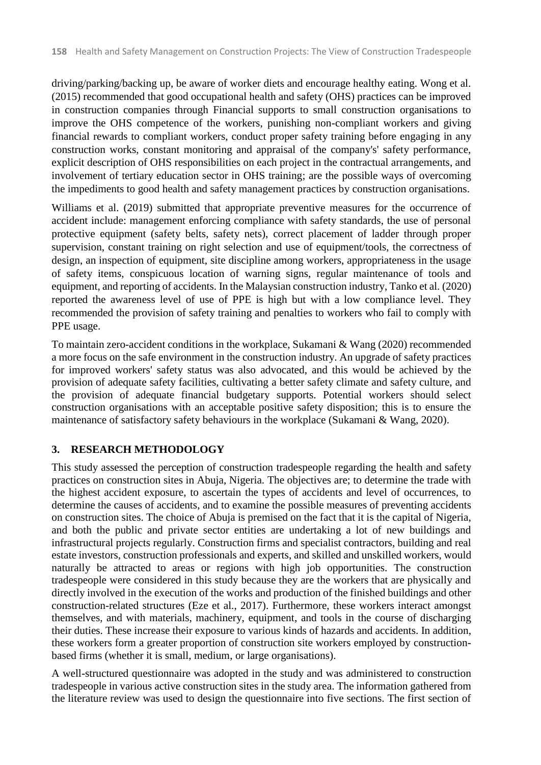driving/parking/backing up, be aware of worker diets and encourage healthy eating. Wong et al. (2015) recommended that good occupational health and safety (OHS) practices can be improved in construction companies through Financial supports to small construction organisations to improve the OHS competence of the workers, punishing non-compliant workers and giving financial rewards to compliant workers, conduct proper safety training before engaging in any construction works, constant monitoring and appraisal of the company's' safety performance, explicit description of OHS responsibilities on each project in the contractual arrangements, and involvement of tertiary education sector in OHS training; are the possible ways of overcoming the impediments to good health and safety management practices by construction organisations.

Williams et al. (2019) submitted that appropriate preventive measures for the occurrence of accident include: management enforcing compliance with safety standards, the use of personal protective equipment (safety belts, safety nets), correct placement of ladder through proper supervision, constant training on right selection and use of equipment/tools, the correctness of design, an inspection of equipment, site discipline among workers, appropriateness in the usage of safety items, conspicuous location of warning signs, regular maintenance of tools and equipment, and reporting of accidents. In the Malaysian construction industry, Tanko et al. (2020) reported the awareness level of use of PPE is high but with a low compliance level. They recommended the provision of safety training and penalties to workers who fail to comply with PPE usage.

To maintain zero-accident conditions in the workplace, Sukamani & Wang (2020) recommended a more focus on the safe environment in the construction industry. An upgrade of safety practices for improved workers' safety status was also advocated, and this would be achieved by the provision of adequate safety facilities, cultivating a better safety climate and safety culture, and the provision of adequate financial budgetary supports. Potential workers should select construction organisations with an acceptable positive safety disposition; this is to ensure the maintenance of satisfactory safety behaviours in the workplace (Sukamani & Wang, 2020).

## 3. RESEARCH METHODOLOGY

This study assessed the perception of construction tradespeople regarding the health and safety practices on construction sites in Abuja, Nigeria. The objectives are; to determine the trade with the highest accident exposure, to ascertain the types of accidents and level of occurrences, to determine the causes of accidents, and to examine the possible measures of preventing accidents on construction sites. The choice of Abuja is premised on the fact that it is the capital of Nigeria, and both the public and private sector entities are undertaking a lot of new buildings and infrastructural projects regularly. Construction firms and specialist contractors, building and real estate investors, construction professionals and experts, and skilled and unskilled workers, would naturally be attracted to areas or regions with high job opportunities. The construction tradespeople were considered in this study because they are the workers that are physically and directly involved in the execution of the works and production of the finished buildings and other construction-related structures (Eze et al., 2017). Furthermore, these workers interact amongst themselves, and with materials, machinery, equipment, and tools in the course of discharging their duties. These increase their exposure to various kinds of hazards and accidents. In addition, these workers form a greater proportion of construction site workers employed by construction-based firms (whether it is small, medium, or large organisations).

A well-structured questionnaire was adopted in the study and was administered to construction tradespeople in various active construction sites in the study area. The information gathered from the literature review was used to design the questionnaire into five sections. The first section of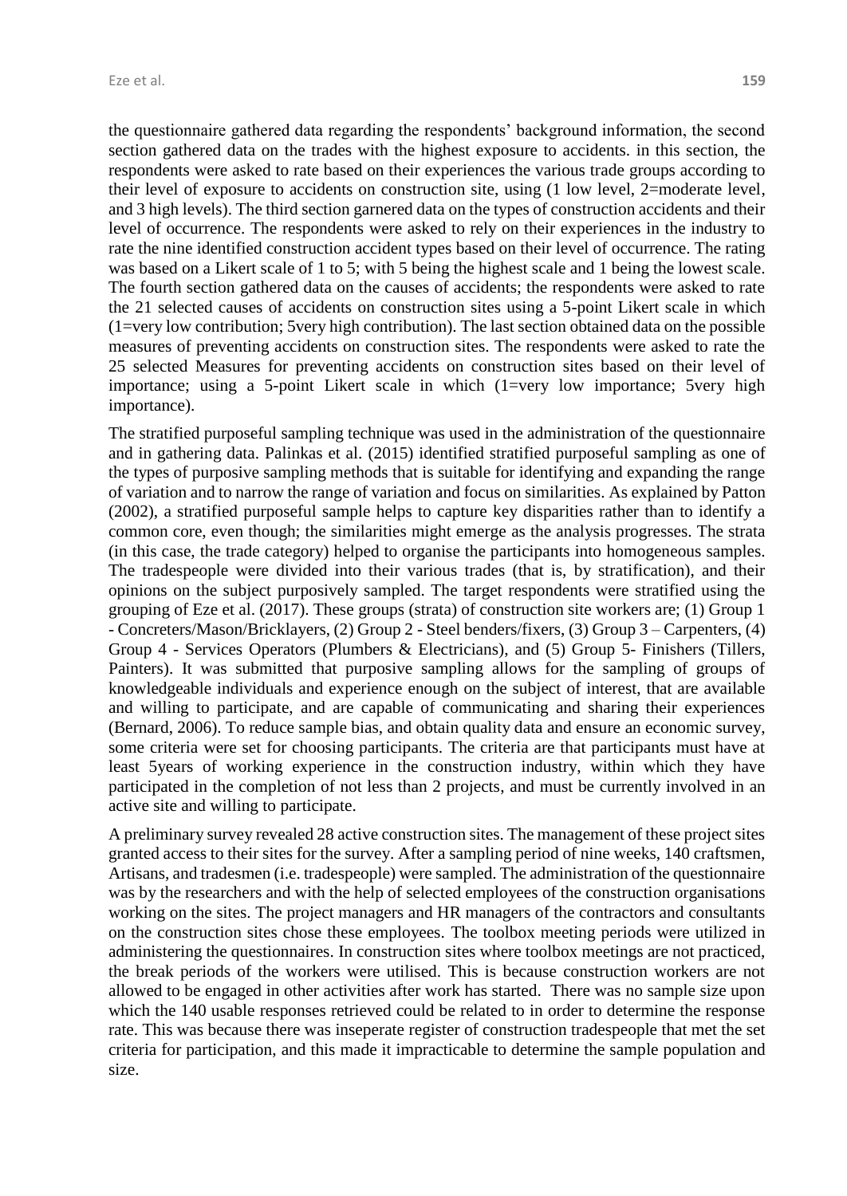the questionnaire gathered data regarding the respondents' background information, the second section gathered data on the trades with the highest exposure to accidents. in this section, the respondents were asked to rate based on their experiences the various trade groups according to their level of exposure to accidents on construction site, using (1 low level, 2=moderate level, and 3 high levels). The third section garnered data on the types of construction accidents and their level of occurrence. The respondents were asked to rely on their experiences in the industry to rate the nine identified construction accident types based on their level of occurrence. The rating was based on a Likert scale of 1 to 5; with 5 being the highest scale and 1 being the lowest scale. The fourth section gathered data on the causes of accidents; the respondents were asked to rate the 21 selected causes of accidents on construction sites using a 5-point Likert scale in which (1=very low contribution; 5very high contribution). The last section obtained data on the possible measures of preventing accidents on construction sites. The respondents were asked to rate the 25 selected Measures for preventing accidents on construction sites based on their level of importance; using a 5-point Likert scale in which (1=very low importance; 5very high importance).

The stratified purposeful sampling technique was used in the administration of the questionnaire and in gathering data. Palinkas et al. (2015) identified stratified purposeful sampling as one of the types of purposive sampling methods that is suitable for identifying and expanding the range of variation and to narrow the range of variation and focus on similarities. As explained by Patton (2002), a stratified purposeful sample helps to capture key disparities rather than to identify a common core, even though; the similarities might emerge as the analysis progresses. The strata (in this case, the trade category) helped to organise the participants into homogeneous samples. The tradespeople were divided into their various trades (that is, by stratification), and their opinions on the subject purposively sampled. The target respondents were stratified using the grouping of Eze et al. (2017). These groups (strata) of construction site workers are; (1) Group 1 - Concreters/Mason/Bricklayers, (2) Group 2 - Steel benders/fixers, (3) Group 3 – Carpenters, (4) Group 4 - Services Operators (Plumbers & Electricians), and (5) Group 5- Finishers (Tillers, Painters). It was submitted that purposive sampling allows for the sampling of groups of knowledgeable individuals and experience enough on the subject of interest, that are available and willing to participate, and are capable of communicating and sharing their experiences (Bernard, 2006). To reduce sample bias, and obtain quality data and ensure an economic survey, some criteria were set for choosing participants. The criteria are that participants must have at least 5years of working experience in the construction industry, within which they have participated in the completion of not less than 2 projects, and must be currently involved in an active site and willing to participate.

A preliminary survey revealed 28 active construction sites. The management of these project sites granted access to their sites for the survey. After a sampling period of nine weeks, 140 craftsmen, Artisans, and tradesmen (i.e. tradespeople) were sampled. The administration of the questionnaire was by the researchers and with the help of selected employees of the construction organisations working on the sites. The project managers and HR managers of the contractors and consultants on the construction sites chose these employees. The toolbox meeting periods were utilized in administering the questionnaires. In construction sites where toolbox meetings are not practiced, the break periods of the workers were utilised. This is because construction workers are not allowed to be engaged in other activities after work has started. There was no sample size upon which the 140 usable responses retrieved could be related to in order to determine the response rate. This was because there was inseperate register of construction tradespeople that met the set criteria for participation, and this made it impracticable to determine the sample population and size.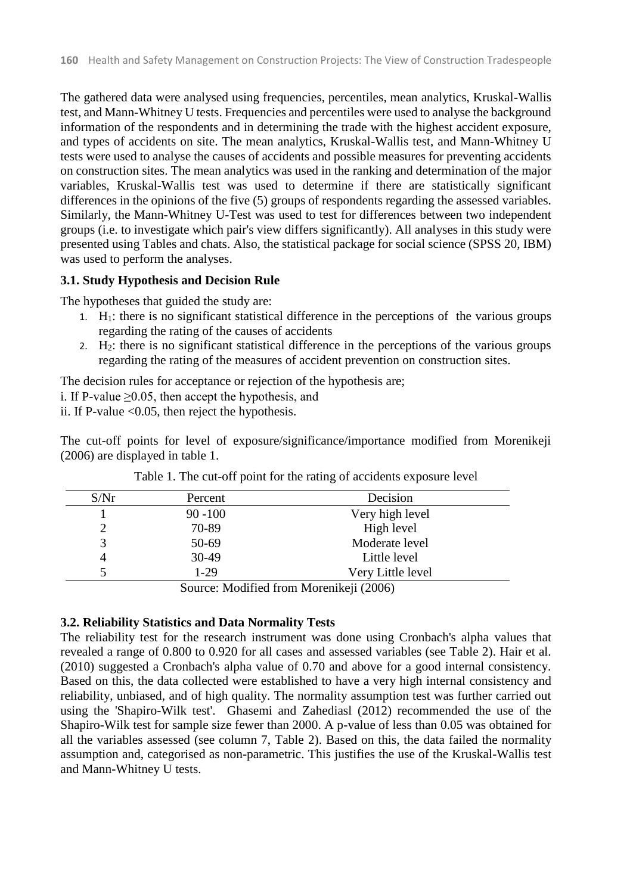The gathered data were analysed using frequencies, percentiles, mean analytics, Kruskal-Wallis test, and Mann-Whitney U tests. Frequencies and percentiles were used to analyse the background information of the respondents and in determining the trade with the highest accident exposure, and types of accidents on site. The mean analytics, Kruskal-Wallis test, and Mann-Whitney U tests were used to analyse the causes of accidents and possible measures for preventing accidents on construction sites. The mean analytics was used in the ranking and determination of the major variables, Kruskal-Wallis test was used to determine if there are statistically significant differences in the opinions of the five (5) groups of respondents regarding the assessed variables. Similarly, the Mann-Whitney U-Test was used to test for differences between two independent groups (i.e. to investigate which pair's view differs significantly). All analyses in this study were presented using Tables and chats. Also, the statistical package for social science (SPSS 20, IBM) was used to perform the analyses.

### 3.1. Study Hypothesis and Decision Rule

The hypotheses that guided the study are:

1. $H_1$: there is no significant statistical difference in the perceptions of the various groups regarding the rating of the causes of accidents
2. $H_2$: there is no significant statistical difference in the perceptions of the various groups regarding the rating of the measures of accident prevention on construction sites.

The decision rules for acceptance or rejection of the hypothesis are;

i. If P-value $\geq 0.05$, then accept the hypothesis, and

ii. If P-value $<0.05$, then reject the hypothesis.

The cut-off points for level of exposure/significance/importance modified from Morenikeji (2006) are displayed in table 1.

Table 1. The cut-off point for the rating of accidents exposure level

| S/Nr | Percent | Decision |
|---|---|---|
| 1 | 90 -100 | Very high level |
| 2 | 70-89 | High level |
| 3 | 50-69 | Moderate level |
| 4 | 30-49 | Little level |
| 5 | 1-29 | Very Little level |

Source: Modified from Morenikeji (2006)

### 3.2. Reliability Statistics and Data Normality Tests

The reliability test for the research instrument was done using Cronbach's alpha values that revealed a range of 0.800 to 0.920 for all cases and assessed variables (see Table 2). Hair et al. (2010) suggested a Cronbach's alpha value of 0.70 and above for a good internal consistency. Based on this, the data collected were established to have a very high internal consistency and reliability, unbiased, and of high quality. The normality assumption test was further carried out using the 'Shapiro-Wilk test'. Ghasemi and Zahediasl (2012) recommended the use of the Shapiro-Wilk test for sample size fewer than 2000. A p-value of less than 0.05 was obtained for all the variables assessed (see column 7, Table 2). Based on this, the data failed the normality assumption and, categorised as non-parametric. This justifies the use of the Kruskal-Wallis test and Mann-Whitney U tests.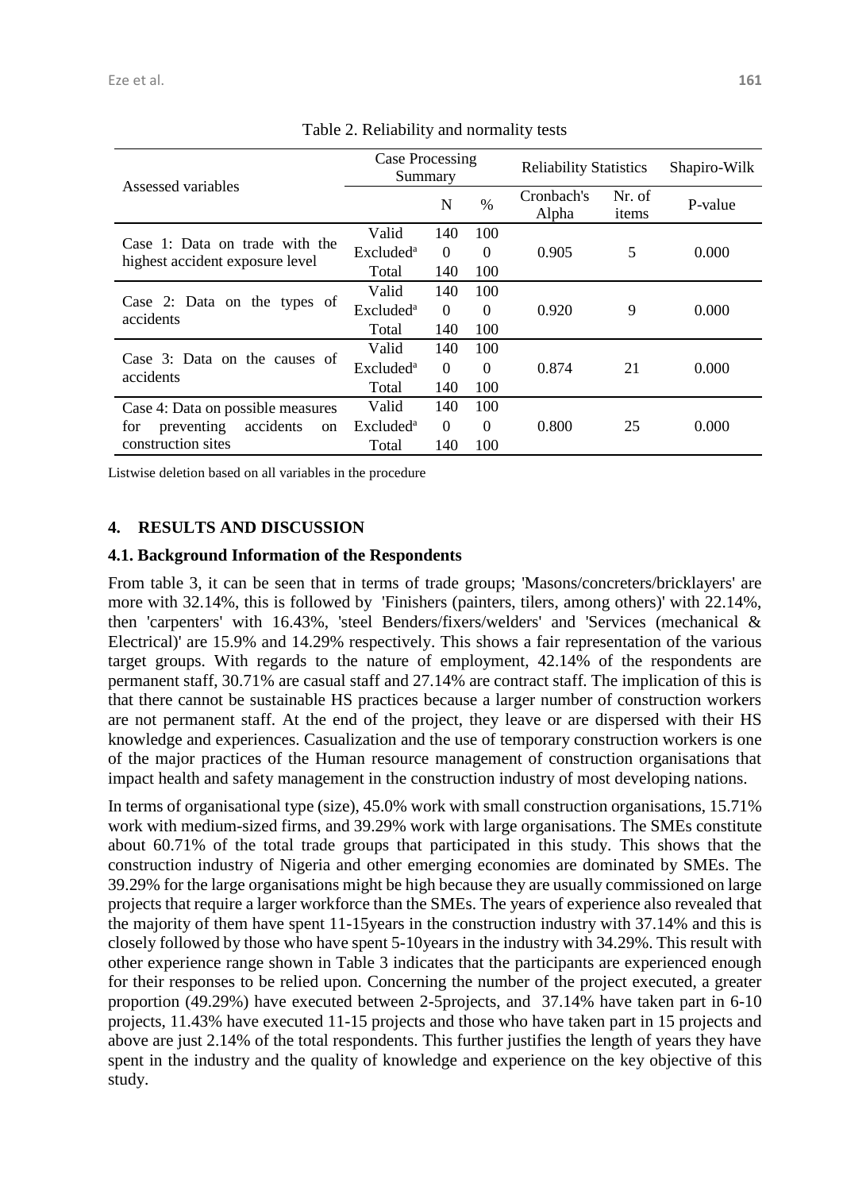Table 2. Reliability and normality tests

| Assessed variables | Case Processing Summary | | | Reliability Statistics | | Shapiro-Wilk |
|---|---|---|---|---|---|---|
| | | N | % | Cronbach's Alpha | Nr. of items | P-value |
| Case 1: Data on trade with the highest accident exposure level | Valid | 140 | 100 | 0.905 | 5 | 0.000 |
| | Excluded[a] | 0 | 0 | | | |
| | Total | 140 | 100 | | | |
| Case 2: Data on the types of accidents | Valid | 140 | 100 | 0.920 | 9 | 0.000 |
| | Excluded[a] | 0 | 0 | | | |
| | Total | 140 | 100 | | | |
| Case 3: Data on the causes of accidents | Valid | 140 | 100 | 0.874 | 21 | 0.000 |
| | Excluded[a] | 0 | 0 | | | |
| | Total | 140 | 100 | | | |
| Case 4: Data on possible measures for preventing accidents on construction sites | Valid | 140 | 100 | 0.800 | 25 | 0.000 |
| | Excluded[a] | 0 | 0 | | | |
| | Total | 140 | 100 | | | |

Listwise deletion based on all variables in the procedure

## 4. RESULTS AND DISCUSSION

### 4.1. Background Information of the Respondents

From table 3, it can be seen that in terms of trade groups; 'Masons/concreters/bricklayers' are more with 32.14%, this is followed by 'Finishers (painters, tilers, among others)' with 22.14%, then 'carpenters' with 16.43%, 'steel Benders/fixers/welders' and 'Services (mechanical & Electrical)' are 15.9% and 14.29% respectively. This shows a fair representation of the various target groups. With regards to the nature of employment, 42.14% of the respondents are permanent staff, 30.71% are casual staff and 27.14% are contract staff. The implication of this is that there cannot be sustainable HS practices because a larger number of construction workers are not permanent staff. At the end of the project, they leave or are dispersed with their HS knowledge and experiences. Casualization and the use of temporary construction workers is one of the major practices of the Human resource management of construction organisations that impact health and safety management in the construction industry of most developing nations.

In terms of organisational type (size), 45.0% work with small construction organisations, 15.71% work with medium-sized firms, and 39.29% work with large organisations. The SMEs constitute about 60.71% of the total trade groups that participated in this study. This shows that the construction industry of Nigeria and other emerging economies are dominated by SMEs. The 39.29% for the large organisations might be high because they are usually commissioned on large projects that require a larger workforce than the SMEs. The years of experience also revealed that the majority of them have spent 11-15years in the construction industry with 37.14% and this is closely followed by those who have spent 5-10years in the industry with 34.29%. This result with other experience range shown in Table 3 indicates that the participants are experienced enough for their responses to be relied upon. Concerning the number of the project executed, a greater proportion (49.29%) have executed between 2-5projects, and 37.14% have taken part in 6-10 projects, 11.43% have executed 11-15 projects and those who have taken part in 15 projects and above are just 2.14% of the total respondents. This further justifies the length of years they have spent in the industry and the quality of knowledge and experience on the key objective of this study.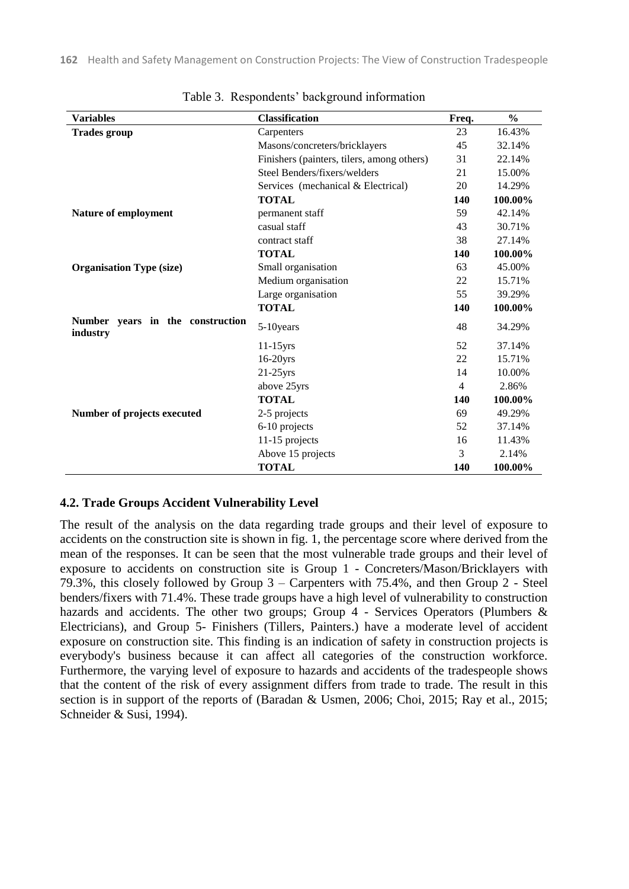Table 3. Respondents' background information

| Variables | Classification | Freq. | % |
|---|---|---|---|
| **Trades group** | Carpenters | 23 | 16.43% |
| | Masons/concreters/bricklayers | 45 | 32.14% |
| | Finishers (painters, tilers, among others) | 31 | 22.14% |
| | Steel Benders/fixers/welders | 21 | 15.00% |
| | Services (mechanical & Electrical) | 20 | 14.29% |
| | **TOTAL** | **140** | **100.00%** |
| **Nature of employment** | permanent staff | 59 | 42.14% |
| | casual staff | 43 | 30.71% |
| | contract staff | 38 | 27.14% |
| | **TOTAL** | **140** | **100.00%** |
| **Organisation Type (size)** | Small organisation | 63 | 45.00% |
| | Medium organisation | 22 | 15.71% |
| | Large organisation | 55 | 39.29% |
| | **TOTAL** | **140** | **100.00%** |
| **Number years in the construction industry** | 5-10years | 48 | 34.29% |
| | 11-15yrs | 52 | 37.14% |
| | 16-20yrs | 22 | 15.71% |
| | 21-25yrs | 14 | 10.00% |
| | above 25yrs | 4 | 2.86% |
| | **TOTAL** | **140** | **100.00%** |
| **Number of projects executed** | 2-5 projects | 69 | 49.29% |
| | 6-10 projects | 52 | 37.14% |
| | 11-15 projects | 16 | 11.43% |
| | Above 15 projects | 3 | 2.14% |
| | **TOTAL** | **140** | **100.00%** |

### 4.2. Trade Groups Accident Vulnerability Level

The result of the analysis on the data regarding trade groups and their level of exposure to accidents on the construction site is shown in fig. 1, the percentage score where derived from the mean of the responses. It can be seen that the most vulnerable trade groups and their level of exposure to accidents on construction site is Group 1 - Concreters/Mason/Bricklayers with 79.3%, this closely followed by Group 3 – Carpenters with 75.4%, and then Group 2 - Steel benders/fixers with 71.4%. These trade groups have a high level of vulnerability to construction hazards and accidents. The other two groups; Group 4 - Services Operators (Plumbers & Electricians), and Group 5- Finishers (Tillers, Painters.) have a moderate level of accident exposure on construction site. This finding is an indication of safety in construction projects is everybody's business because it can affect all categories of the construction workforce. Furthermore, the varying level of exposure to hazards and accidents of the tradespeople shows that the content of the risk of every assignment differs from trade to trade. The result in this section is in support of the reports of (Baradan & Usmen, 2006; Choi, 2015; Ray et al., 2015; Schneider & Susi, 1994).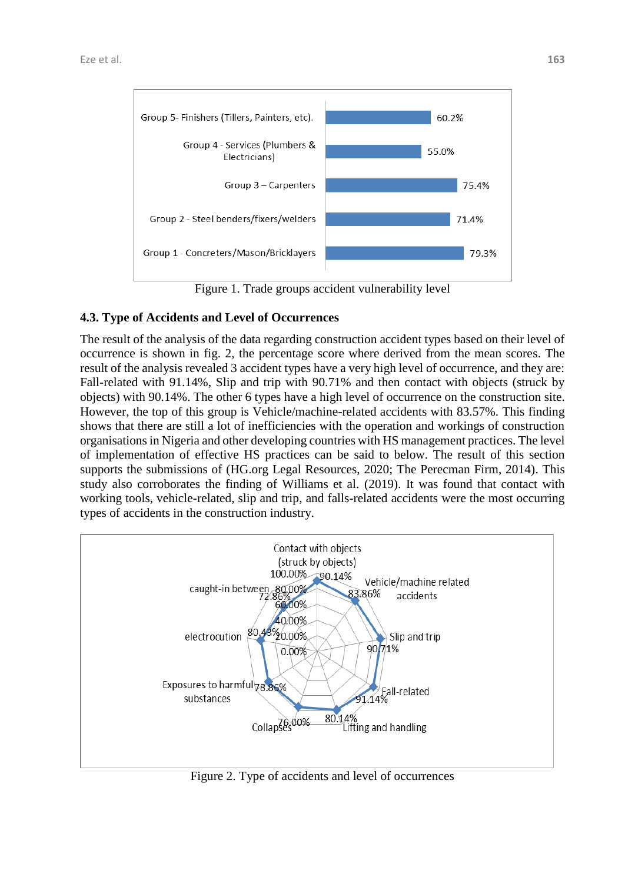Figure 1. Trade groups accident vulnerability level

### 4.3. Type of Accidents and Level of Occurrences

The result of the analysis of the data regarding construction accident types based on their level of occurrence is shown in fig. 2, the percentage score where derived from the mean scores. The result of the analysis revealed 3 accident types have a very high level of occurrence, and they are: Fall-related with 91.14%, Slip and trip with 90.71% and then contact with objects (struck by objects) with 90.14%. The other 6 types have a high level of occurrence on the construction site. However, the top of this group is Vehicle/machine-related accidents with 83.57%. This finding shows that there are still a lot of inefficiencies with the operation and workings of construction organisations in Nigeria and other developing countries with HS management practices. The level of implementation of effective HS practices can be said to below. The result of this section supports the submissions of (HG.org Legal Resources, 2020; The Perecman Firm, 2014). This study also corroborates the finding of Williams et al. (2019). It was found that contact with working tools, vehicle-related, slip and trip, and falls-related accidents were the most occurring types of accidents in the construction industry.

Figure 2. Type of accidents and level of occurrences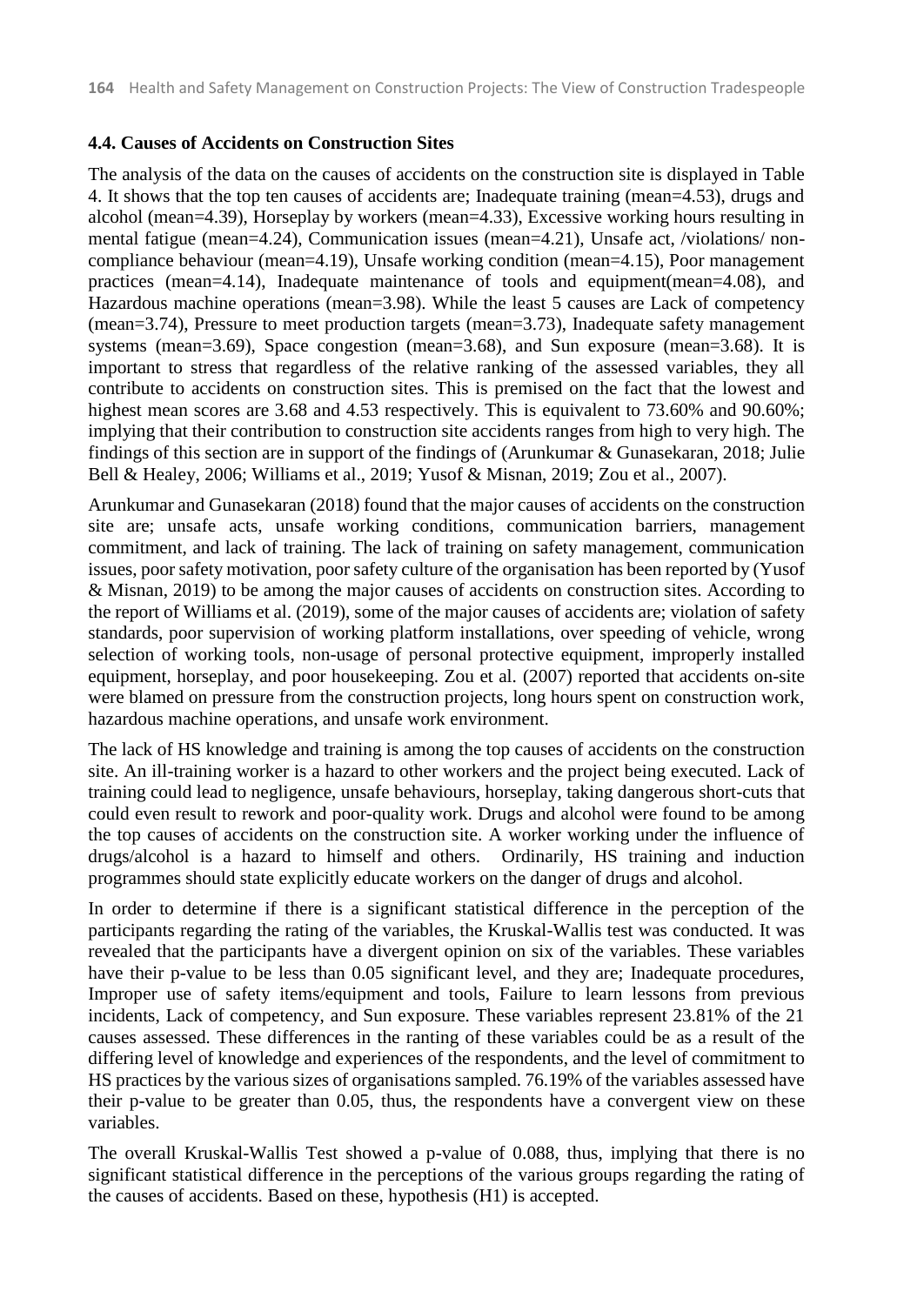#### 4.4. Causes of Accidents on Construction Sites

The analysis of the data on the causes of accidents on the construction site is displayed in Table 4. It shows that the top ten causes of accidents are; Inadequate training (mean=4.53), drugs and alcohol (mean=4.39), Horseplay by workers (mean=4.33), Excessive working hours resulting in mental fatigue (mean=4.24), Communication issues (mean=4.21), Unsafe act, /violations/ non-compliance behaviour (mean=4.19), Unsafe working condition (mean=4.15), Poor management practices (mean=4.14), Inadequate maintenance of tools and equipment(mean=4.08), and Hazardous machine operations (mean=3.98). While the least 5 causes are Lack of competency (mean=3.74), Pressure to meet production targets (mean=3.73), Inadequate safety management systems (mean=3.69), Space congestion (mean=3.68), and Sun exposure (mean=3.68). It is important to stress that regardless of the relative ranking of the assessed variables, they all contribute to accidents on construction sites. This is premised on the fact that the lowest and highest mean scores are 3.68 and 4.53 respectively. This is equivalent to 73.60% and 90.60%; implying that their contribution to construction site accidents ranges from high to very high. The findings of this section are in support of the findings of (Arunkumar & Gunasekaran, 2018; Julie Bell & Healey, 2006; Williams et al., 2019; Yusof & Misnan, 2019; Zou et al., 2007).

Arunkumar and Gunasekaran (2018) found that the major causes of accidents on the construction site are; unsafe acts, unsafe working conditions, communication barriers, management commitment, and lack of training. The lack of training on safety management, communication issues, poor safety motivation, poor safety culture of the organisation has been reported by (Yusof & Misnan, 2019) to be among the major causes of accidents on construction sites. According to the report of Williams et al. (2019), some of the major causes of accidents are; violation of safety standards, poor supervision of working platform installations, over speeding of vehicle, wrong selection of working tools, non-usage of personal protective equipment, improperly installed equipment, horseplay, and poor housekeeping. Zou et al. (2007) reported that accidents on-site were blamed on pressure from the construction projects, long hours spent on construction work, hazardous machine operations, and unsafe work environment.

The lack of HS knowledge and training is among the top causes of accidents on the construction site. An ill-training worker is a hazard to other workers and the project being executed. Lack of training could lead to negligence, unsafe behaviours, horseplay, taking dangerous short-cuts that could even result to rework and poor-quality work. Drugs and alcohol were found to be among the top causes of accidents on the construction site. A worker working under the influence of drugs/alcohol is a hazard to himself and others. Ordinarily, HS training and induction programmes should state explicitly educate workers on the danger of drugs and alcohol.

In order to determine if there is a significant statistical difference in the perception of the participants regarding the rating of the variables, the Kruskal-Wallis test was conducted. It was revealed that the participants have a divergent opinion on six of the variables. These variables have their p-value to be less than 0.05 significant level, and they are; Inadequate procedures, Improper use of safety items/equipment and tools, Failure to learn lessons from previous incidents, Lack of competency, and Sun exposure. These variables represent 23.81% of the 21 causes assessed. These differences in the ranting of these variables could be as a result of the differing level of knowledge and experiences of the respondents, and the level of commitment to HS practices by the various sizes of organisations sampled. 76.19% of the variables assessed have their p-value to be greater than 0.05, thus, the respondents have a convergent view on these variables.

The overall Kruskal-Wallis Test showed a p-value of 0.088, thus, implying that there is no significant statistical difference in the perceptions of the various groups regarding the rating of the causes of accidents. Based on these, hypothesis (H1) is accepted.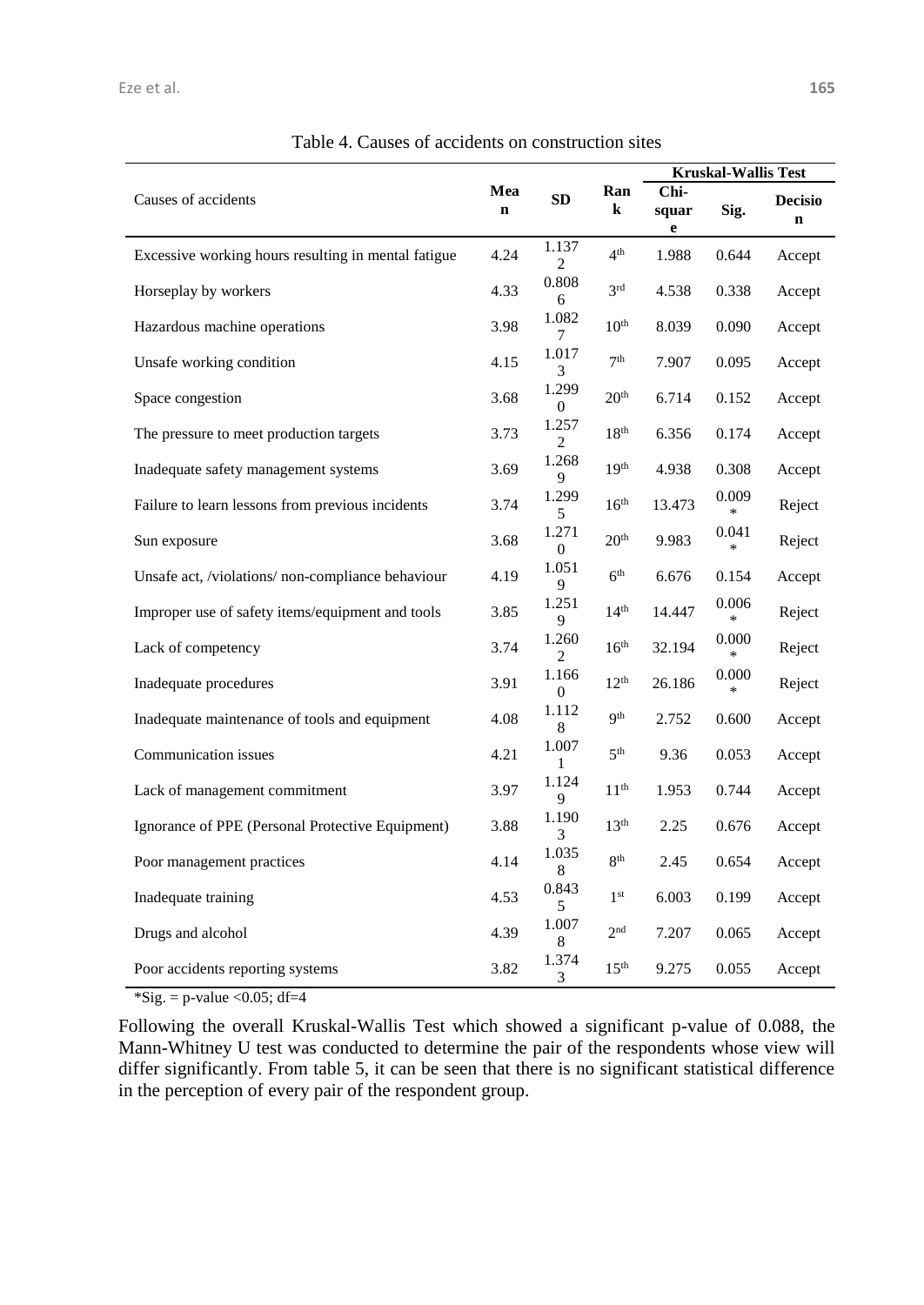Table 4. Causes of accidents on construction sites

| Causes of accidents | Mean | SD | Rank | Kruskal-Wallis Test | | |
|---|---|---|---|---|---|---|
| | | | | Chi-square | Sig. | Decision |
| Excessive working hours resulting in mental fatigue | 4.24 | 1.1372 | 4th | 1.988 | 0.644 | Accept |
| Horseplay by workers | 4.33 | 0.8086 | 3rd | 4.538 | 0.338 | Accept |
| Hazardous machine operations | 3.98 | 1.0827 | 10th | 8.039 | 0.090 | Accept |
| Unsafe working condition | 4.15 | 1.0173 | 7th | 7.907 | 0.095 | Accept |
| Space congestion | 3.68 | 1.2990 | 20th | 6.714 | 0.152 | Accept |
| The pressure to meet production targets | 3.73 | 1.2572 | 18th | 6.356 | 0.174 | Accept |
| Inadequate safety management systems | 3.69 | 1.2689 | 19th | 4.938 | 0.308 | Accept |
| Failure to learn lessons from previous incidents | 3.74 | 1.2995 | 16th | 13.473 | 0.009* | Reject |
| Sun exposure | 3.68 | 1.2710 | 20th | 9.983 | 0.041* | Reject |
| Unsafe act, /violations/ non-compliance behaviour | 4.19 | 1.0519 | 6th | 6.676 | 0.154 | Accept |
| Improper use of safety items/equipment and tools | 3.85 | 1.2519 | 14th | 14.447 | 0.006* | Reject |
| Lack of competency | 3.74 | 1.2602 | 16th | 32.194 | 0.000* | Reject |
| Inadequate procedures | 3.91 | 1.1660 | 12th | 26.186 | 0.000* | Reject |
| Inadequate maintenance of tools and equipment | 4.08 | 1.1128 | 9th | 2.752 | 0.600 | Accept |
| Communication issues | 4.21 | 1.0071 | 5th | 9.36 | 0.053 | Accept |
| Lack of management commitment | 3.97 | 1.1249 | 11th | 1.953 | 0.744 | Accept |
| Ignorance of PPE (Personal Protective Equipment) | 3.88 | 1.1903 | 13th | 2.25 | 0.676 | Accept |
| Poor management practices | 4.14 | 1.0358 | 8th | 2.45 | 0.654 | Accept |
| Inadequate training | 4.53 | 0.8435 | 1st | 6.003 | 0.199 | Accept |
| Drugs and alcohol | 4.39 | 1.0078 | 2nd | 7.207 | 0.065 | Accept |
| Poor accidents reporting systems | 3.82 | 1.3743 | 15th | 9.275 | 0.055 | Accept |

*Sig. = p-value <0.05; df=4

Following the overall Kruskal-Wallis Test which showed a significant p-value of 0.088, the Mann-Whitney U test was conducted to determine the pair of the respondents whose view will differ significantly. From table 5, it can be seen that there is no significant statistical difference in the perception of every pair of the respondent group.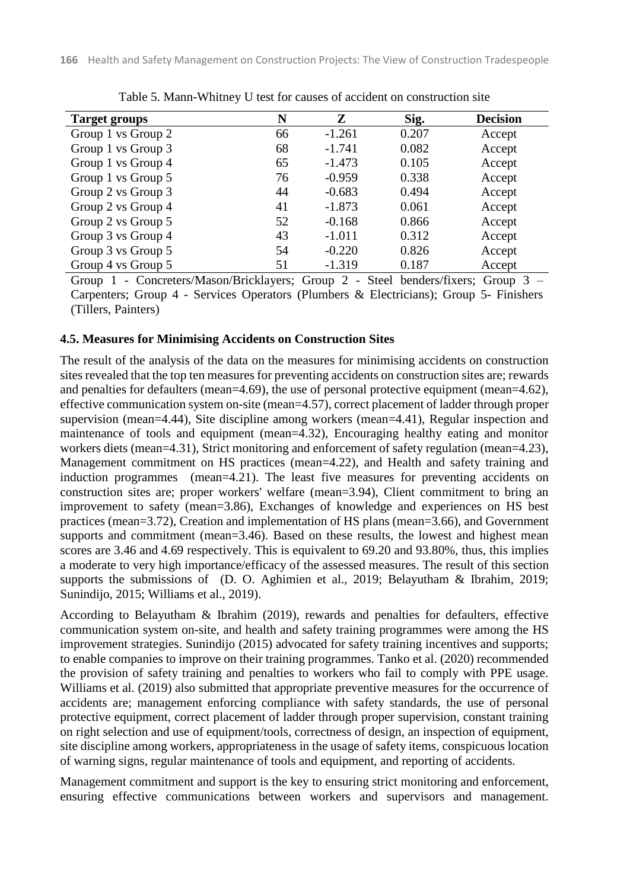Table 5. Mann-Whitney U test for causes of accident on construction site

| Target groups | N | Z | Sig. | Decision |
|---|---|---|---|---|
| Group 1 vs Group 2 | 66 | -1.261 | 0.207 | Accept |
| Group 1 vs Group 3 | 68 | -1.741 | 0.082 | Accept |
| Group 1 vs Group 4 | 65 | -1.473 | 0.105 | Accept |
| Group 1 vs Group 5 | 76 | -0.959 | 0.338 | Accept |
| Group 2 vs Group 3 | 44 | -0.683 | 0.494 | Accept |
| Group 2 vs Group 4 | 41 | -1.873 | 0.061 | Accept |
| Group 2 vs Group 5 | 52 | -0.168 | 0.866 | Accept |
| Group 3 vs Group 4 | 43 | -1.011 | 0.312 | Accept |
| Group 3 vs Group 5 | 54 | -0.220 | 0.826 | Accept |
| Group 4 vs Group 5 | 51 | -1.319 | 0.187 | Accept |

Group 1 - Concreters/Mason/Bricklayers; Group 2 - Steel benders/fixers; Group 3 – Carpenters; Group 4 - Services Operators (Plumbers & Electricians); Group 5- Finishers (Tillers, Painters)

### 4.5. Measures for Minimising Accidents on Construction Sites

The result of the analysis of the data on the measures for minimising accidents on construction sites revealed that the top ten measures for preventing accidents on construction sites are; rewards and penalties for defaulters (mean=4.69), the use of personal protective equipment (mean=4.62), effective communication system on-site (mean=4.57), correct placement of ladder through proper supervision (mean=4.44), Site discipline among workers (mean=4.41), Regular inspection and maintenance of tools and equipment (mean=4.32), Encouraging healthy eating and monitor workers diets (mean=4.31), Strict monitoring and enforcement of safety regulation (mean=4.23), Management commitment on HS practices (mean=4.22), and Health and safety training and induction programmes (mean=4.21). The least five measures for preventing accidents on construction sites are; proper workers' welfare (mean=3.94), Client commitment to bring an improvement to safety (mean=3.86), Exchanges of knowledge and experiences on HS best practices (mean=3.72), Creation and implementation of HS plans (mean=3.66), and Government supports and commitment (mean=3.46). Based on these results, the lowest and highest mean scores are 3.46 and 4.69 respectively. This is equivalent to 69.20 and 93.80%, thus, this implies a moderate to very high importance/efficacy of the assessed measures. The result of this section supports the submissions of (D. O. Aghimien et al., 2019; Belayutham & Ibrahim, 2019; Sunindijo, 2015; Williams et al., 2019).

According to Belayutham & Ibrahim (2019), rewards and penalties for defaulters, effective communication system on-site, and health and safety training programmes were among the HS improvement strategies. Sunindijo (2015) advocated for safety training incentives and supports; to enable companies to improve on their training programmes. Tanko et al. (2020) recommended the provision of safety training and penalties to workers who fail to comply with PPE usage. Williams et al. (2019) also submitted that appropriate preventive measures for the occurrence of accidents are; management enforcing compliance with safety standards, the use of personal protective equipment, correct placement of ladder through proper supervision, constant training on right selection and use of equipment/tools, correctness of design, an inspection of equipment, site discipline among workers, appropriateness in the usage of safety items, conspicuous location of warning signs, regular maintenance of tools and equipment, and reporting of accidents.

Management commitment and support is the key to ensuring strict monitoring and enforcement, ensuring effective communications between workers and supervisors and management.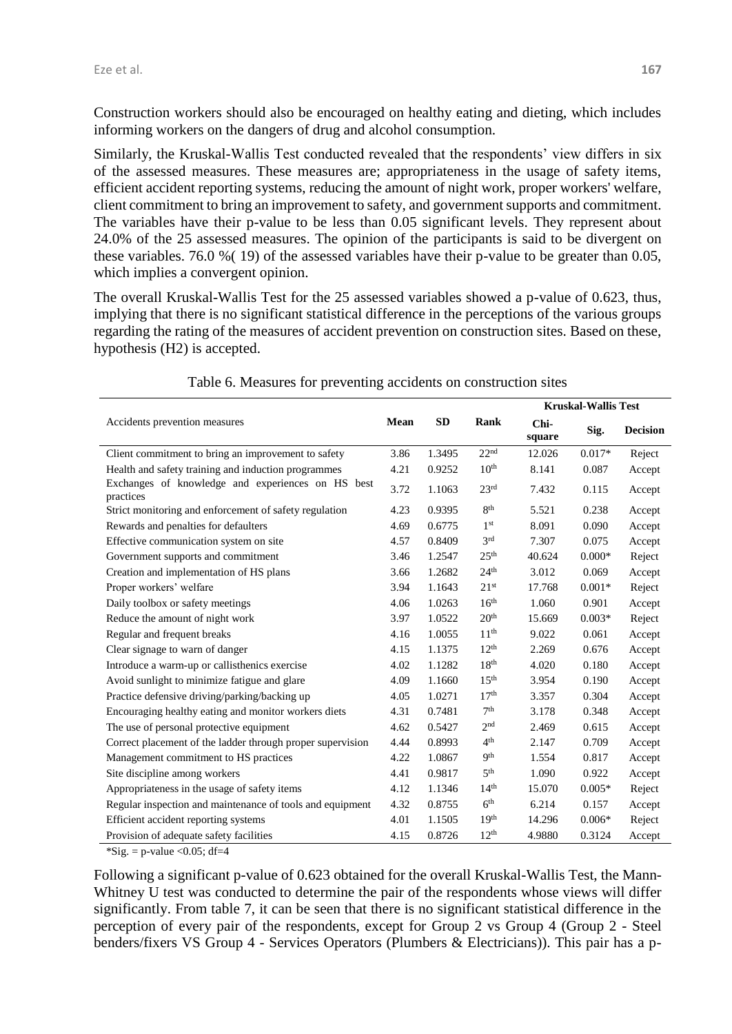Construction workers should also be encouraged on healthy eating and dieting, which includes informing workers on the dangers of drug and alcohol consumption.

Similarly, the Kruskal-Wallis Test conducted revealed that the respondents' view differs in six of the assessed measures. These measures are; appropriateness in the usage of safety items, efficient accident reporting systems, reducing the amount of night work, proper workers' welfare, client commitment to bring an improvement to safety, and government supports and commitment. The variables have their p-value to be less than 0.05 significant levels. They represent about 24.0% of the 25 assessed measures. The opinion of the participants is said to be divergent on these variables. 76.0 %( 19) of the assessed variables have their p-value to be greater than 0.05, which implies a convergent opinion.

The overall Kruskal-Wallis Test for the 25 assessed variables showed a p-value of 0.623, thus, implying that there is no significant statistical difference in the perceptions of the various groups regarding the rating of the measures of accident prevention on construction sites. Based on these, hypothesis (H2) is accepted.

Table 6. Measures for preventing accidents on construction sites

| Accidents prevention measures | Mean | SD | Rank | Kruskal-Wallis Test | | |
|---|---|---|---|---|---|---|
| | | | | Chi-square | Sig. | Decision |
| Client commitment to bring an improvement to safety | 3.86 | 1.3495 | 22nd | 12.026 | 0.017* | Reject |
| Health and safety training and induction programmes | 4.21 | 0.9252 | 10th | 8.141 | 0.087 | Accept |
| Exchanges of knowledge and experiences on HS best practices | 3.72 | 1.1063 | 23rd | 7.432 | 0.115 | Accept |
| Strict monitoring and enforcement of safety regulation | 4.23 | 0.9395 | 8th | 5.521 | 0.238 | Accept |
| Rewards and penalties for defaulters | 4.69 | 0.6775 | 1st | 8.091 | 0.090 | Accept |
| Effective communication system on site | 4.57 | 0.8409 | 3rd | 7.307 | 0.075 | Accept |
| Government supports and commitment | 3.46 | 1.2547 | 25th | 40.624 | 0.000* | Reject |
| Creation and implementation of HS plans | 3.66 | 1.2682 | 24th | 3.012 | 0.069 | Accept |
| Proper workers' welfare | 3.94 | 1.1643 | 21st | 17.768 | 0.001* | Reject |
| Daily toolbox or safety meetings | 4.06 | 1.0263 | 16th | 1.060 | 0.901 | Accept |
| Reduce the amount of night work | 3.97 | 1.0522 | 20th | 15.669 | 0.003* | Reject |
| Regular and frequent breaks | 4.16 | 1.0055 | 11th | 9.022 | 0.061 | Accept |
| Clear signage to warn of danger | 4.15 | 1.1375 | 12th | 2.269 | 0.676 | Accept |
| Introduce a warm-up or callisthenics exercise | 4.02 | 1.1282 | 18th | 4.020 | 0.180 | Accept |
| Avoid sunlight to minimize fatigue and glare | 4.09 | 1.1660 | 15th | 3.954 | 0.190 | Accept |
| Practice defensive driving/parking/backing up | 4.05 | 1.0271 | 17th | 3.357 | 0.304 | Accept |
| Encouraging healthy eating and monitor workers diets | 4.31 | 0.7481 | 7th | 3.178 | 0.348 | Accept |
| The use of personal protective equipment | 4.62 | 0.5427 | 2nd | 2.469 | 0.615 | Accept |
| Correct placement of the ladder through proper supervision | 4.44 | 0.8993 | 4th | 2.147 | 0.709 | Accept |
| Management commitment to HS practices | 4.22 | 1.0867 | 9th | 1.554 | 0.817 | Accept |
| Site discipline among workers | 4.41 | 0.9817 | 5th | 1.090 | 0.922 | Accept |
| Appropriateness in the usage of safety items | 4.12 | 1.1346 | 14th | 15.070 | 0.005* | Reject |
| Regular inspection and maintenance of tools and equipment | 4.32 | 0.8755 | 6th | 6.214 | 0.157 | Accept |
| Efficient accident reporting systems | 4.01 | 1.1505 | 19th | 14.296 | 0.006* | Reject |
| Provision of adequate safety facilities | 4.15 | 0.8726 | 12th | 4.9880 | 0.3124 | Accept |

*Sig. = p-value <0.05; df=4

Following a significant p-value of 0.623 obtained for the overall Kruskal-Wallis Test, the Mann-Whitney U test was conducted to determine the pair of the respondents whose views will differ significantly. From table 7, it can be seen that there is no significant statistical difference in the perception of every pair of the respondents, except for Group 2 vs Group 4 (Group 2 - Steel benders/fixers VS Group 4 - Services Operators (Plumbers & Electricians)). This pair has a p-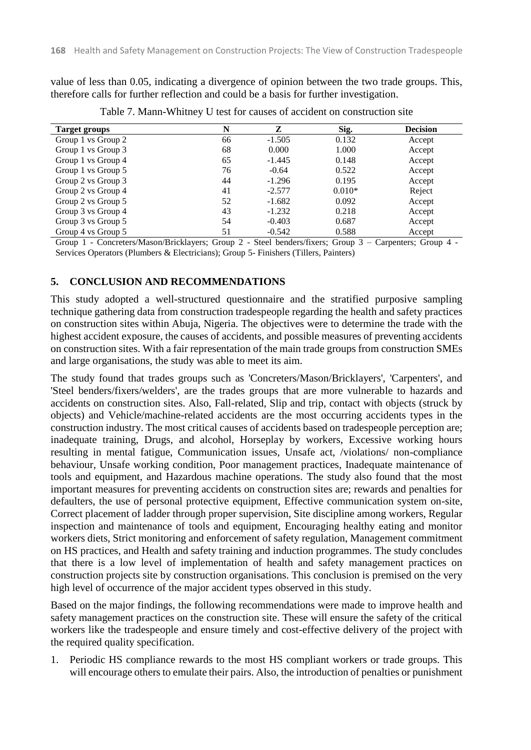value of less than 0.05, indicating a divergence of opinion between the two trade groups. This, therefore calls for further reflection and could be a basis for further investigation.

Table 7. Mann-Whitney U test for causes of accident on construction site

| Target groups | N | Z | Sig. | Decision |
|---|---|---|---|---|
| Group 1 vs Group 2 | 66 | -1.505 | 0.132 | Accept |
| Group 1 vs Group 3 | 68 | 0.000 | 1.000 | Accept |
| Group 1 vs Group 4 | 65 | -1.445 | 0.148 | Accept |
| Group 1 vs Group 5 | 76 | -0.64 | 0.522 | Accept |
| Group 2 vs Group 3 | 44 | -1.296 | 0.195 | Accept |
| Group 2 vs Group 4 | 41 | -2.577 | 0.010* | Reject |
| Group 2 vs Group 5 | 52 | -1.682 | 0.092 | Accept |
| Group 3 vs Group 4 | 43 | -1.232 | 0.218 | Accept |
| Group 3 vs Group 5 | 54 | -0.403 | 0.687 | Accept |
| Group 4 vs Group 5 | 51 | -0.542 | 0.588 | Accept |

Group 1 - Concreters/Mason/Bricklayers; Group 2 - Steel benders/fixers; Group 3 – Carpenters; Group 4 - Services Operators (Plumbers & Electricians); Group 5- Finishers (Tillers, Painters)

## 5. CONCLUSION AND RECOMMENDATIONS

This study adopted a well-structured questionnaire and the stratified purposive sampling technique gathering data from construction tradespeople regarding the health and safety practices on construction sites within Abuja, Nigeria. The objectives were to determine the trade with the highest accident exposure, the causes of accidents, and possible measures of preventing accidents on construction sites. With a fair representation of the main trade groups from construction SMEs and large organisations, the study was able to meet its aim.

The study found that trades groups such as 'Concreters/Mason/Bricklayers', 'Carpenters', and 'Steel benders/fixers/welders', are the trades groups that are more vulnerable to hazards and accidents on construction sites. Also, Fall-related, Slip and trip, contact with objects (struck by objects) and Vehicle/machine-related accidents are the most occurring accidents types in the construction industry. The most critical causes of accidents based on tradespeople perception are; inadequate training, Drugs, and alcohol, Horseplay by workers, Excessive working hours resulting in mental fatigue, Communication issues, Unsafe act, /violations/ non-compliance behaviour, Unsafe working condition, Poor management practices, Inadequate maintenance of tools and equipment, and Hazardous machine operations. The study also found that the most important measures for preventing accidents on construction sites are; rewards and penalties for defaulters, the use of personal protective equipment, Effective communication system on-site, Correct placement of ladder through proper supervision, Site discipline among workers, Regular inspection and maintenance of tools and equipment, Encouraging healthy eating and monitor workers diets, Strict monitoring and enforcement of safety regulation, Management commitment on HS practices, and Health and safety training and induction programmes. The study concludes that there is a low level of implementation of health and safety management practices on construction projects site by construction organisations. This conclusion is premised on the very high level of occurrence of the major accident types observed in this study.

Based on the major findings, the following recommendations were made to improve health and safety management practices on the construction site. These will ensure the safety of the critical workers like the tradespeople and ensure timely and cost-effective delivery of the project with the required quality specification.

1. Periodic HS compliance rewards to the most HS compliant workers or trade groups. This will encourage others to emulate their pairs. Also, the introduction of penalties or punishment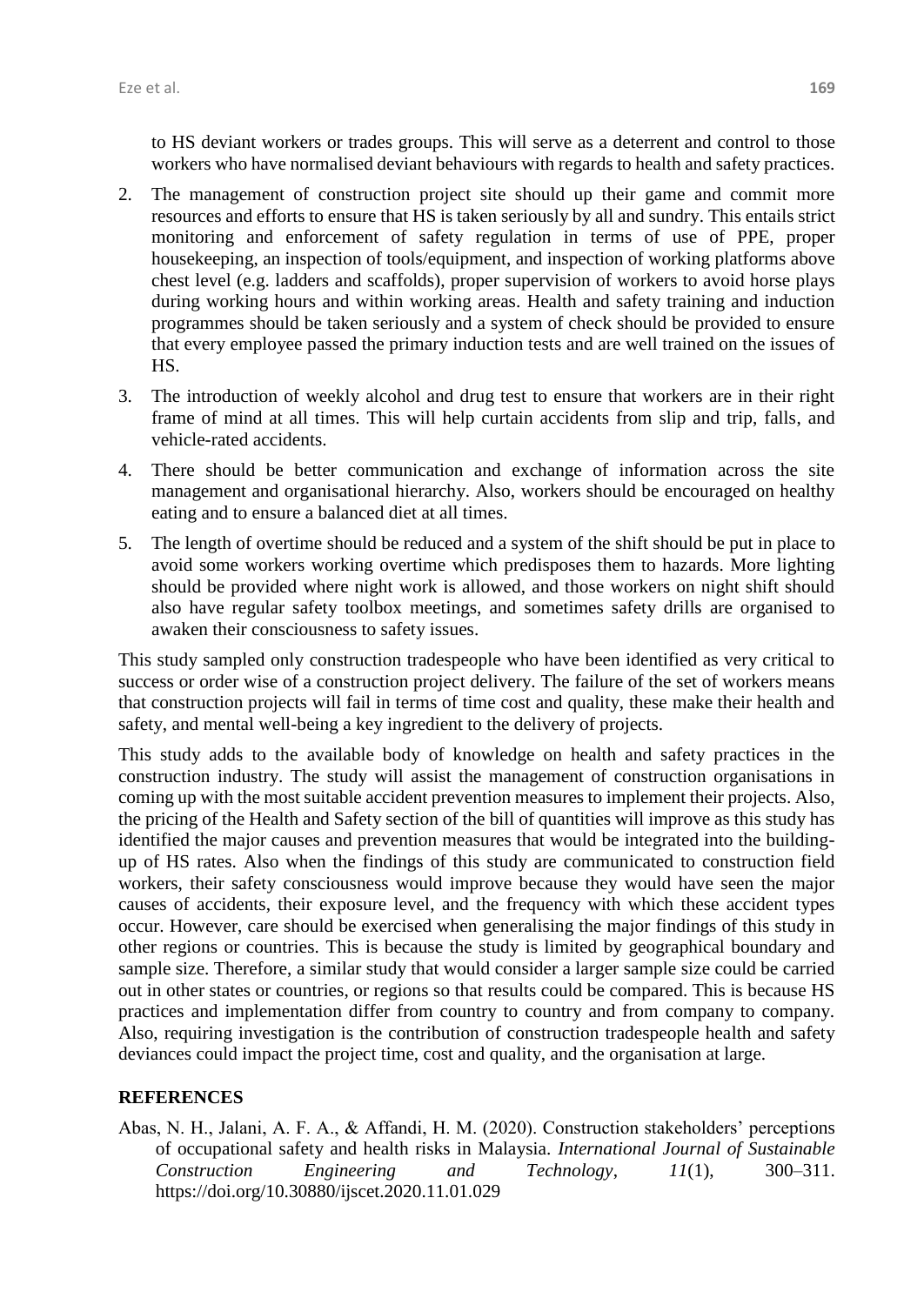to HS deviant workers or trades groups. This will serve as a deterrent and control to those workers who have normalised deviant behaviours with regards to health and safety practices.

2. The management of construction project site should up their game and commit more resources and efforts to ensure that HS is taken seriously by all and sundry. This entails strict monitoring and enforcement of safety regulation in terms of use of PPE, proper housekeeping, an inspection of tools/equipment, and inspection of working platforms above chest level (e.g. ladders and scaffolds), proper supervision of workers to avoid horse plays during working hours and within working areas. Health and safety training and induction programmes should be taken seriously and a system of check should be provided to ensure that every employee passed the primary induction tests and are well trained on the issues of HS.
3. The introduction of weekly alcohol and drug test to ensure that workers are in their right frame of mind at all times. This will help curtain accidents from slip and trip, falls, and vehicle-rated accidents.
4. There should be better communication and exchange of information across the site management and organisational hierarchy. Also, workers should be encouraged on healthy eating and to ensure a balanced diet at all times.
5. The length of overtime should be reduced and a system of the shift should be put in place to avoid some workers working overtime which predisposes them to hazards. More lighting should be provided where night work is allowed, and those workers on night shift should also have regular safety toolbox meetings, and sometimes safety drills are organised to awaken their consciousness to safety issues.

This study sampled only construction tradespeople who have been identified as very critical to success or order wise of a construction project delivery. The failure of the set of workers means that construction projects will fail in terms of time cost and quality, these make their health and safety, and mental well-being a key ingredient to the delivery of projects.

This study adds to the available body of knowledge on health and safety practices in the construction industry. The study will assist the management of construction organisations in coming up with the most suitable accident prevention measures to implement their projects. Also, the pricing of the Health and Safety section of the bill of quantities will improve as this study has identified the major causes and prevention measures that would be integrated into the building-up of HS rates. Also when the findings of this study are communicated to construction field workers, their safety consciousness would improve because they would have seen the major causes of accidents, their exposure level, and the frequency with which these accident types occur. However, care should be exercised when generalising the major findings of this study in other regions or countries. This is because the study is limited by geographical boundary and sample size. Therefore, a similar study that would consider a larger sample size could be carried out in other states or countries, or regions so that results could be compared. This is because HS practices and implementation differ from country to country and from company to company. Also, requiring investigation is the contribution of construction tradespeople health and safety deviances could impact the project time, cost and quality, and the organisation at large.

## REFERENCES

Abas, N. H., Jalani, A. F. A., & Affandi, H. M. (2020). Construction stakeholders' perceptions of occupational safety and health risks in Malaysia. *International Journal of Sustainable Construction Engineering and Technology*, *11*(1), 300–311. https://doi.org/10.30880/ijscet.2020.11.01.029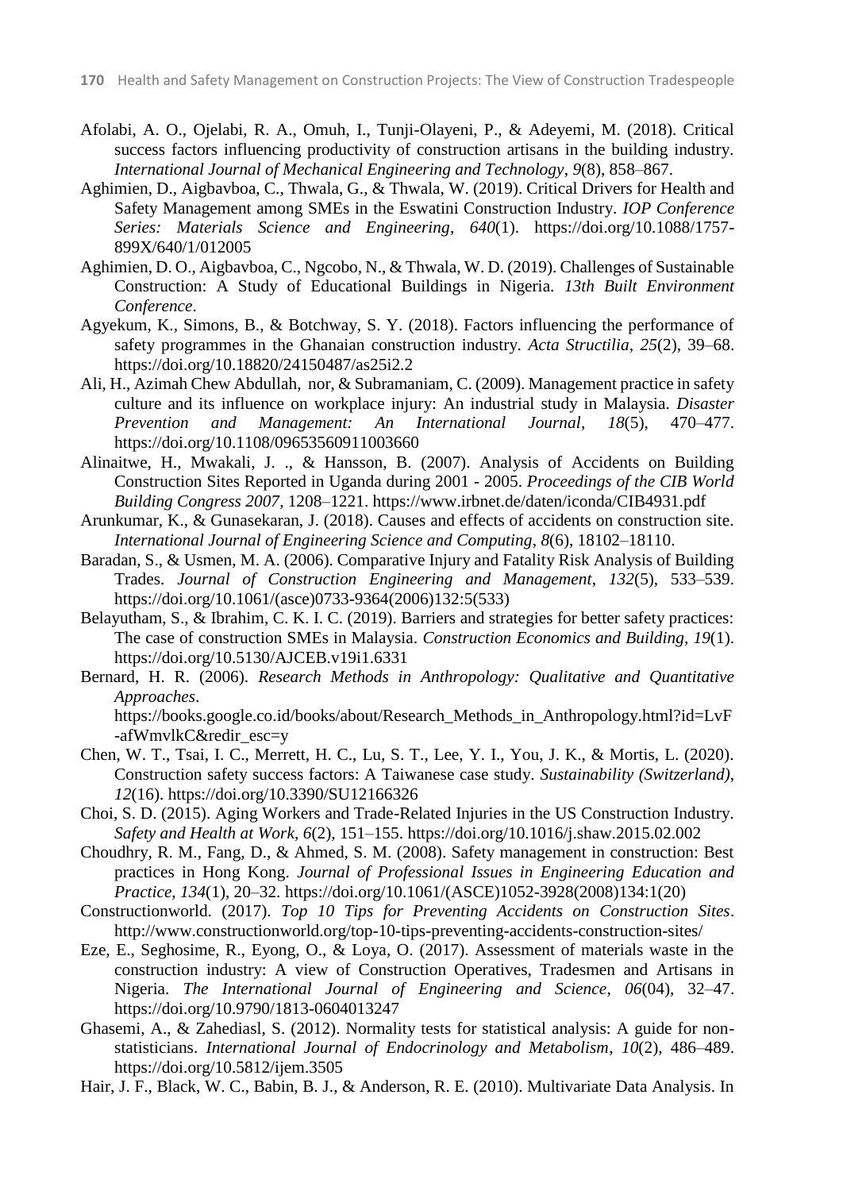Afolabi, A. O., Ojelabi, R. A., Omuh, I., Tunji-Olayeni, P., & Adeyemi, M. (2018). Critical success factors influencing productivity of construction artisans in the building industry. *International Journal of Mechanical Engineering and Technology*, *9*(8), 858–867.

Aghimien, D., Aigbavboa, C., Thwala, G., & Thwala, W. (2019). Critical Drivers for Health and Safety Management among SMEs in the Eswatini Construction Industry. *IOP Conference Series: Materials Science and Engineering*, *640*(1). https://doi.org/10.1088/1757-899X/640/1/012005

Aghimien, D. O., Aigbavboa, C., Ngcobo, N., & Thwala, W. D. (2019). Challenges of Sustainable Construction: A Study of Educational Buildings in Nigeria. *13th Built Environment Conference*.

Agyekum, K., Simons, B., & Botchway, S. Y. (2018). Factors influencing the performance of safety programmes in the Ghanaian construction industry. *Acta Structilia*, *25*(2), 39–68. https://doi.org/10.18820/24150487/as25i2.2

Ali, H., Azimah Chew Abdullah, nor, & Subramaniam, C. (2009). Management practice in safety culture and its influence on workplace injury: An industrial study in Malaysia. *Disaster Prevention and Management: An International Journal*, *18*(5), 470–477. https://doi.org/10.1108/09653560911003660

Alinaitwe, H., Mwakali, J. ., & Hansson, B. (2007). Analysis of Accidents on Building Construction Sites Reported in Uganda during 2001 - 2005. *Proceedings of the CIB World Building Congress 2007*, 1208–1221. https://www.irbnet.de/daten/iconda/CIB4931.pdf

Arunkumar, K., & Gunasekaran, J. (2018). Causes and effects of accidents on construction site. *International Journal of Engineering Science and Computing*, *8*(6), 18102–18110.

Baradan, S., & Usmen, M. A. (2006). Comparative Injury and Fatality Risk Analysis of Building Trades. *Journal of Construction Engineering and Management*, *132*(5), 533–539. https://doi.org/10.1061/(asce)0733-9364(2006)132:5(533)

Belayutham, S., & Ibrahim, C. K. I. C. (2019). Barriers and strategies for better safety practices: The case of construction SMEs in Malaysia. *Construction Economics and Building*, *19*(1). https://doi.org/10.5130/AJCEB.v19i1.6331

Bernard, H. R. (2006). *Research Methods in Anthropology: Qualitative and Quantitative Approaches*. https://books.google.co.id/books/about/Research_Methods_in_Anthropology.html?id=LvF-afWmvlkC&redir_esc=y

Chen, W. T., Tsai, I. C., Merrett, H. C., Lu, S. T., Lee, Y. I., You, J. K., & Mortis, L. (2020). Construction safety success factors: A Taiwanese case study. *Sustainability (Switzerland)*, *12*(16). https://doi.org/10.3390/SU12166326

Choi, S. D. (2015). Aging Workers and Trade-Related Injuries in the US Construction Industry. *Safety and Health at Work*, *6*(2), 151–155. https://doi.org/10.1016/j.shaw.2015.02.002

Choudhry, R. M., Fang, D., & Ahmed, S. M. (2008). Safety management in construction: Best practices in Hong Kong. *Journal of Professional Issues in Engineering Education and Practice*, *134*(1), 20–32. https://doi.org/10.1061/(ASCE)1052-3928(2008)134:1(20)

Constructionworld. (2017). *Top 10 Tips for Preventing Accidents on Construction Sites*. http://www.constructionworld.org/top-10-tips-preventing-accidents-construction-sites/

Eze, E., Seghosime, R., Eyong, O., & Loya, O. (2017). Assessment of materials waste in the construction industry: A view of Construction Operatives, Tradesmen and Artisans in Nigeria. *The International Journal of Engineering and Science*, *06*(04), 32–47. https://doi.org/10.9790/1813-0604013247

Ghasemi, A., & Zahediasl, S. (2012). Normality tests for statistical analysis: A guide for non-statisticians. *International Journal of Endocrinology and Metabolism*, *10*(2), 486–489. https://doi.org/10.5812/ijem.3505

Hair, J. F., Black, W. C., Babin, B. J., & Anderson, R. E. (2010). Multivariate Data Analysis. In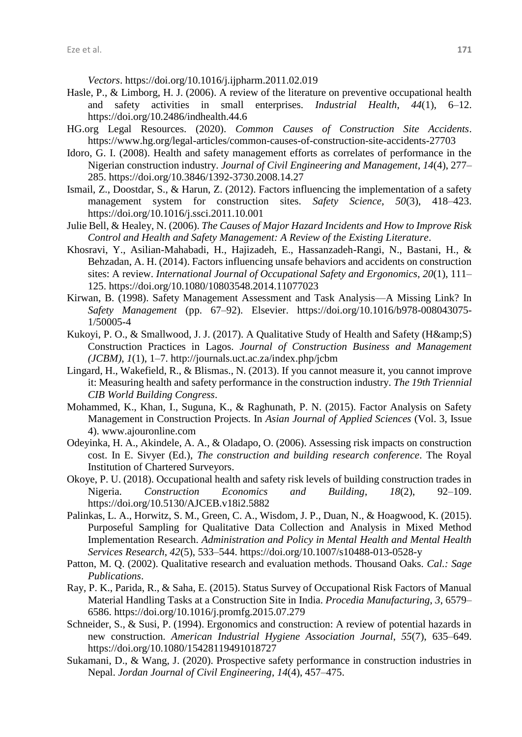*Vectors*. https://doi.org/10.1016/j.ijpharm.2011.02.019

Hasle, P., & Limborg, H. J. (2006). A review of the literature on preventive occupational health and safety activities in small enterprises. *Industrial Health*, *44*(1), 6–12. https://doi.org/10.2486/indhealth.44.6

HG.org Legal Resources. (2020). *Common Causes of Construction Site Accidents*. https://www.hg.org/legal-articles/common-causes-of-construction-site-accidents-27703

Idoro, G. I. (2008). Health and safety management efforts as correlates of performance in the Nigerian construction industry. *Journal of Civil Engineering and Management*, *14*(4), 277–285. https://doi.org/10.3846/1392-3730.2008.14.27

Ismail, Z., Doostdar, S., & Harun, Z. (2012). Factors influencing the implementation of a safety management system for construction sites. *Safety Science*, *50*(3), 418–423. https://doi.org/10.1016/j.ssci.2011.10.001

Julie Bell, & Healey, N. (2006). *The Causes of Major Hazard Incidents and How to Improve Risk Control and Health and Safety Management: A Review of the Existing Literature*.

Khosravi, Y., Asilian-Mahabadi, H., Hajizadeh, E., Hassanzadeh-Rangi, N., Bastani, H., & Behzadan, A. H. (2014). Factors influencing unsafe behaviors and accidents on construction sites: A review. *International Journal of Occupational Safety and Ergonomics*, *20*(1), 111–125. https://doi.org/10.1080/10803548.2014.11077023

Kirwan, B. (1998). Safety Management Assessment and Task Analysis—A Missing Link? In *Safety Management* (pp. 67–92). Elsevier. https://doi.org/10.1016/b978-008043075-1/50005-4

Kukoyi, P. O., & Smallwood, J. J. (2017). A Qualitative Study of Health and Safety (H&amp;S) Construction Practices in Lagos. *Journal of Construction Business and Management (JCBM)*, *1*(1), 1–7. http://journals.uct.ac.za/index.php/jcbm

Lingard, H., Wakefield, R., & Blismas., N. (2013). If you cannot measure it, you cannot improve it: Measuring health and safety performance in the construction industry. *The 19th Triennial CIB World Building Congress*.

Mohammed, K., Khan, I., Suguna, K., & Raghunath, P. N. (2015). Factor Analysis on Safety Management in Construction Projects. In *Asian Journal of Applied Sciences* (Vol. 3, Issue 4). www.ajouronline.com

Odeyinka, H. A., Akindele, A. A., & Oladapo, O. (2006). Assessing risk impacts on construction cost. In E. Sivyer (Ed.), *The construction and building research conference*. The Royal Institution of Chartered Surveyors.

Okoye, P. U. (2018). Occupational health and safety risk levels of building construction trades in Nigeria. *Construction Economics and Building*, *18*(2), 92–109. https://doi.org/10.5130/AJCEB.v18i2.5882

Palinkas, L. A., Horwitz, S. M., Green, C. A., Wisdom, J. P., Duan, N., & Hoagwood, K. (2015). Purposeful Sampling for Qualitative Data Collection and Analysis in Mixed Method Implementation Research. *Administration and Policy in Mental Health and Mental Health Services Research*, *42*(5), 533–544. https://doi.org/10.1007/s10488-013-0528-y

Patton, M. Q. (2002). Qualitative research and evaluation methods. Thousand Oaks. *Cal.: Sage Publications*.

Ray, P. K., Parida, R., & Saha, E. (2015). Status Survey of Occupational Risk Factors of Manual Material Handling Tasks at a Construction Site in India. *Procedia Manufacturing*, *3*, 6579–6586. https://doi.org/10.1016/j.promfg.2015.07.279

Schneider, S., & Susi, P. (1994). Ergonomics and construction: A review of potential hazards in new construction. *American Industrial Hygiene Association Journal*, *55*(7), 635–649. https://doi.org/10.1080/15428119491018727

Sukamani, D., & Wang, J. (2020). Prospective safety performance in construction industries in Nepal. *Jordan Journal of Civil Engineering*, *14*(4), 457–475.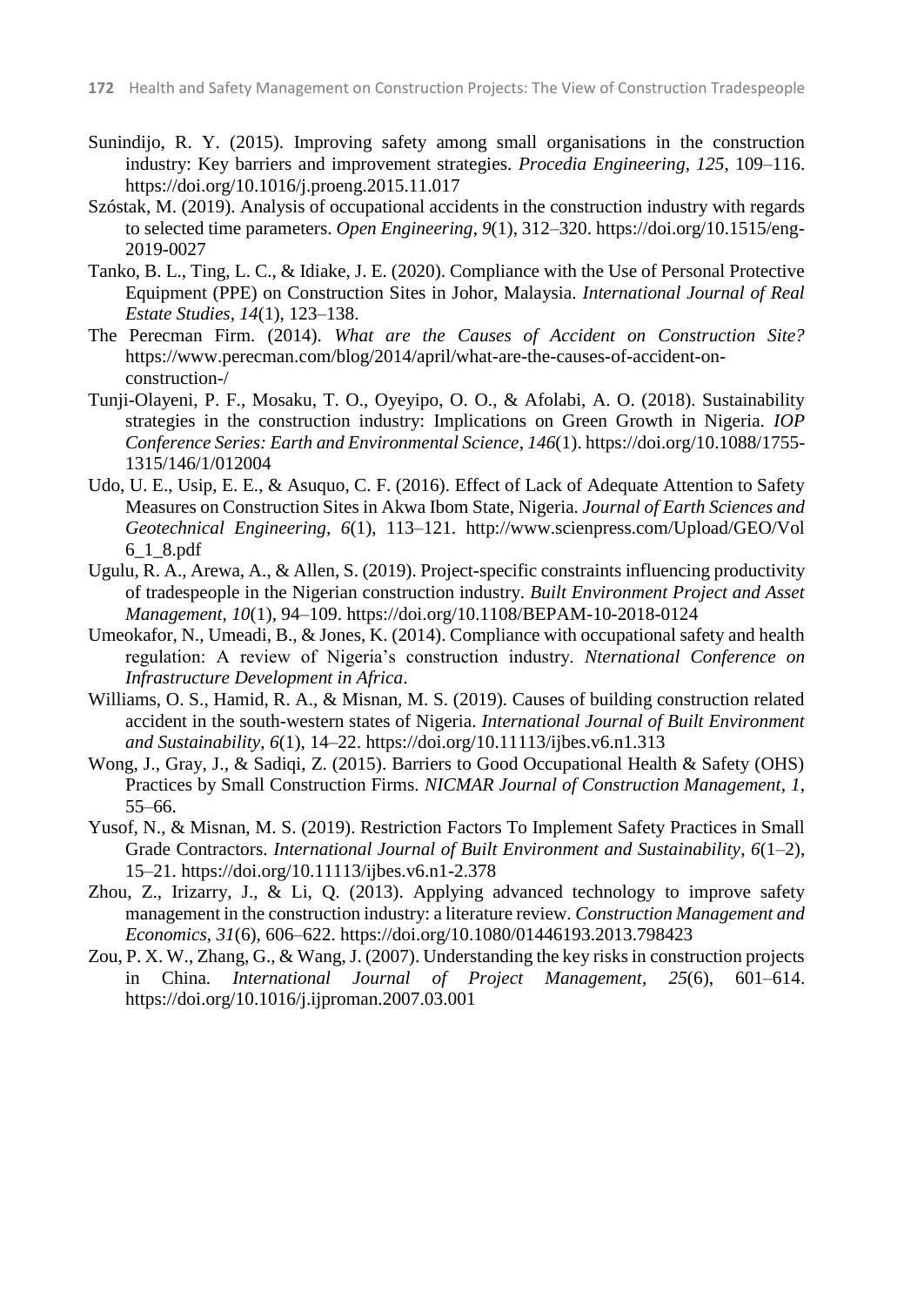Sunindijo, R. Y. (2015). Improving safety among small organisations in the construction industry: Key barriers and improvement strategies. *Procedia Engineering*, *125*, 109–116. https://doi.org/10.1016/j.proeng.2015.11.017

Szóstak, M. (2019). Analysis of occupational accidents in the construction industry with regards to selected time parameters. *Open Engineering*, *9*(1), 312–320. https://doi.org/10.1515/eng-2019-0027

Tanko, B. L., Ting, L. C., & Idiake, J. E. (2020). Compliance with the Use of Personal Protective Equipment (PPE) on Construction Sites in Johor, Malaysia. *International Journal of Real Estate Studies*, *14*(1), 123–138.

The Perecman Firm. (2014). *What are the Causes of Accident on Construction Site?* https://www.perecman.com/blog/2014/april/what-are-the-causes-of-accident-on-construction-/

Tunji-Olayeni, P. F., Mosaku, T. O., Oyeyipo, O. O., & Afolabi, A. O. (2018). Sustainability strategies in the construction industry: Implications on Green Growth in Nigeria. *IOP Conference Series: Earth and Environmental Science*, *146*(1). https://doi.org/10.1088/1755-1315/146/1/012004

Udo, U. E., Usip, E. E., & Asuquo, C. F. (2016). Effect of Lack of Adequate Attention to Safety Measures on Construction Sites in Akwa Ibom State, Nigeria. *Journal of Earth Sciences and Geotechnical Engineering*, *6*(1), 113–121. http://www.scienpress.com/Upload/GEO/Vol 6_1_8.pdf

Ugulu, R. A., Arewa, A., & Allen, S. (2019). Project-specific constraints influencing productivity of tradespeople in the Nigerian construction industry. *Built Environment Project and Asset Management*, *10*(1), 94–109. https://doi.org/10.1108/BEPAM-10-2018-0124

Umeokafor, N., Umeadi, B., & Jones, K. (2014). Compliance with occupational safety and health regulation: A review of Nigeria's construction industry. *Nternational Conference on Infrastructure Development in Africa*.

Williams, O. S., Hamid, R. A., & Misnan, M. S. (2019). Causes of building construction related accident in the south-western states of Nigeria. *International Journal of Built Environment and Sustainability*, *6*(1), 14–22. https://doi.org/10.11113/ijbes.v6.n1.313

Wong, J., Gray, J., & Sadiqi, Z. (2015). Barriers to Good Occupational Health & Safety (OHS) Practices by Small Construction Firms. *NICMAR Journal of Construction Management*, *1*, 55–66.

Yusof, N., & Misnan, M. S. (2019). Restriction Factors To Implement Safety Practices in Small Grade Contractors. *International Journal of Built Environment and Sustainability*, *6*(1–2), 15–21. https://doi.org/10.11113/ijbes.v6.n1-2.378

Zhou, Z., Irizarry, J., & Li, Q. (2013). Applying advanced technology to improve safety management in the construction industry: a literature review. *Construction Management and Economics*, *31*(6), 606–622. https://doi.org/10.1080/01446193.2013.798423

Zou, P. X. W., Zhang, G., & Wang, J. (2007). Understanding the key risks in construction projects in China. *International Journal of Project Management*, *25*(6), 601–614. https://doi.org/10.1016/j.ijproman.2007.03.001